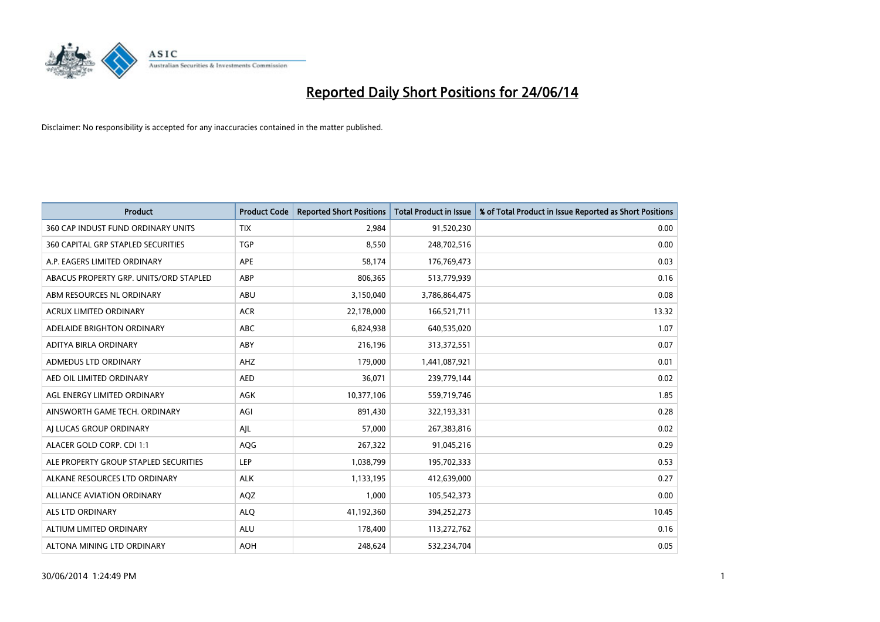# Reported Daily Short Positions for 24/06/14

Disclaimer: No responsibility is accepted for any inaccuracies contained in the matter published.

| Product | Product Code | Reported Short Positions | Total Product in Issue | % of Total Product in Issue Reported as Short Positions |
|---|---|---|---|---|
| 360 CAP INDUST FUND ORDINARY UNITS | TIX | 2,984 | 91,520,230 | 0.00 |
| 360 CAPITAL GRP STAPLED SECURITIES | TGP | 8,550 | 248,702,516 | 0.00 |
| A.P. EAGERS LIMITED ORDINARY | APE | 58,174 | 176,769,473 | 0.03 |
| ABACUS PROPERTY GRP. UNITS/ORD STAPLED | ABP | 806,365 | 513,779,939 | 0.16 |
| ABM RESOURCES NL ORDINARY | ABU | 3,150,040 | 3,786,864,475 | 0.08 |
| ACRUX LIMITED ORDINARY | ACR | 22,178,000 | 166,521,711 | 13.32 |
| ADELAIDE BRIGHTON ORDINARY | ABC | 6,824,938 | 640,535,020 | 1.07 |
| ADITYA BIRLA ORDINARY | ABY | 216,196 | 313,372,551 | 0.07 |
| ADMEDUS LTD ORDINARY | AHZ | 179,000 | 1,441,087,921 | 0.01 |
| AED OIL LIMITED ORDINARY | AED | 36,071 | 239,779,144 | 0.02 |
| AGL ENERGY LIMITED ORDINARY | AGK | 10,377,106 | 559,719,746 | 1.85 |
| AINSWORTH GAME TECH. ORDINARY | AGI | 891,430 | 322,193,331 | 0.28 |
| AJ LUCAS GROUP ORDINARY | AJL | 57,000 | 267,383,816 | 0.02 |
| ALACER GOLD CORP. CDI 1:1 | AQG | 267,322 | 91,045,216 | 0.29 |
| ALE PROPERTY GROUP STAPLED SECURITIES | LEP | 1,038,799 | 195,702,333 | 0.53 |
| ALKANE RESOURCES LTD ORDINARY | ALK | 1,133,195 | 412,639,000 | 0.27 |
| ALLIANCE AVIATION ORDINARY | AQZ | 1,000 | 105,542,373 | 0.00 |
| ALS LTD ORDINARY | ALQ | 41,192,360 | 394,252,273 | 10.45 |
| ALTIUM LIMITED ORDINARY | ALU | 178,400 | 113,272,762 | 0.16 |
| ALTONA MINING LTD ORDINARY | AOH | 248,624 | 532,234,704 | 0.05 |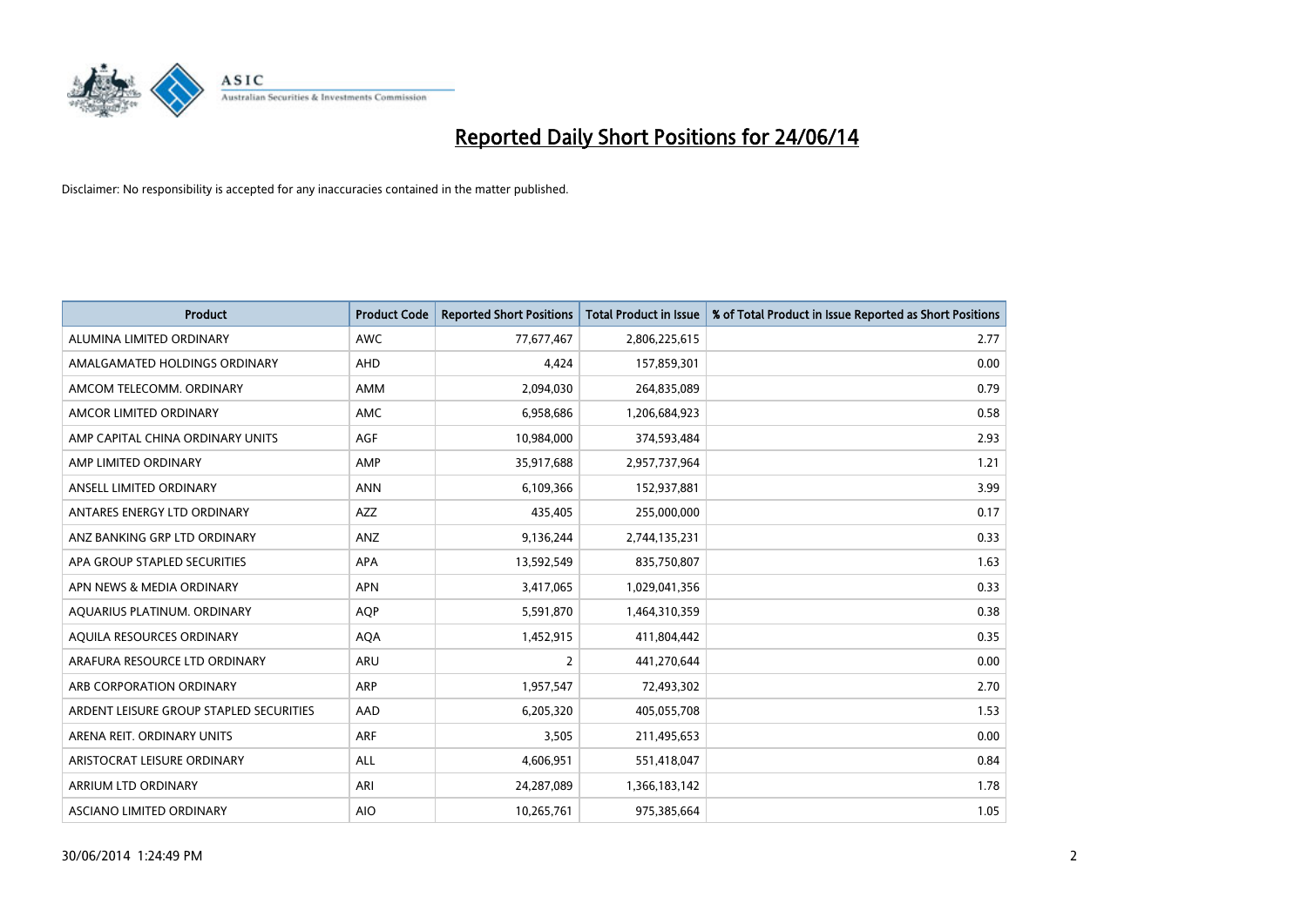# Reported Daily Short Positions for 24/06/14

Disclaimer: No responsibility is accepted for any inaccuracies contained in the matter published.

| Product | Product Code | Reported Short Positions | Total Product in Issue | % of Total Product in Issue Reported as Short Positions |
|---|---|---|---|---|
| ALUMINA LIMITED ORDINARY | AWC | 77,677,467 | 2,806,225,615 | 2.77 |
| AMALGAMATED HOLDINGS ORDINARY | AHD | 4,424 | 157,859,301 | 0.00 |
| AMCOM TELECOMM. ORDINARY | AMM | 2,094,030 | 264,835,089 | 0.79 |
| AMCOR LIMITED ORDINARY | AMC | 6,958,686 | 1,206,684,923 | 0.58 |
| AMP CAPITAL CHINA ORDINARY UNITS | AGF | 10,984,000 | 374,593,484 | 2.93 |
| AMP LIMITED ORDINARY | AMP | 35,917,688 | 2,957,737,964 | 1.21 |
| ANSELL LIMITED ORDINARY | ANN | 6,109,366 | 152,937,881 | 3.99 |
| ANTARES ENERGY LTD ORDINARY | AZZ | 435,405 | 255,000,000 | 0.17 |
| ANZ BANKING GRP LTD ORDINARY | ANZ | 9,136,244 | 2,744,135,231 | 0.33 |
| APA GROUP STAPLED SECURITIES | APA | 13,592,549 | 835,750,807 | 1.63 |
| APN NEWS & MEDIA ORDINARY | APN | 3,417,065 | 1,029,041,356 | 0.33 |
| AQUARIUS PLATINUM. ORDINARY | AQP | 5,591,870 | 1,464,310,359 | 0.38 |
| AQUILA RESOURCES ORDINARY | AQA | 1,452,915 | 411,804,442 | 0.35 |
| ARAFURA RESOURCE LTD ORDINARY | ARU | 2 | 441,270,644 | 0.00 |
| ARB CORPORATION ORDINARY | ARP | 1,957,547 | 72,493,302 | 2.70 |
| ARDENT LEISURE GROUP STAPLED SECURITIES | AAD | 6,205,320 | 405,055,708 | 1.53 |
| ARENA REIT. ORDINARY UNITS | ARF | 3,505 | 211,495,653 | 0.00 |
| ARISTOCRAT LEISURE ORDINARY | ALL | 4,606,951 | 551,418,047 | 0.84 |
| ARRIUM LTD ORDINARY | ARI | 24,287,089 | 1,366,183,142 | 1.78 |
| ASCIANO LIMITED ORDINARY | AIO | 10,265,761 | 975,385,664 | 1.05 |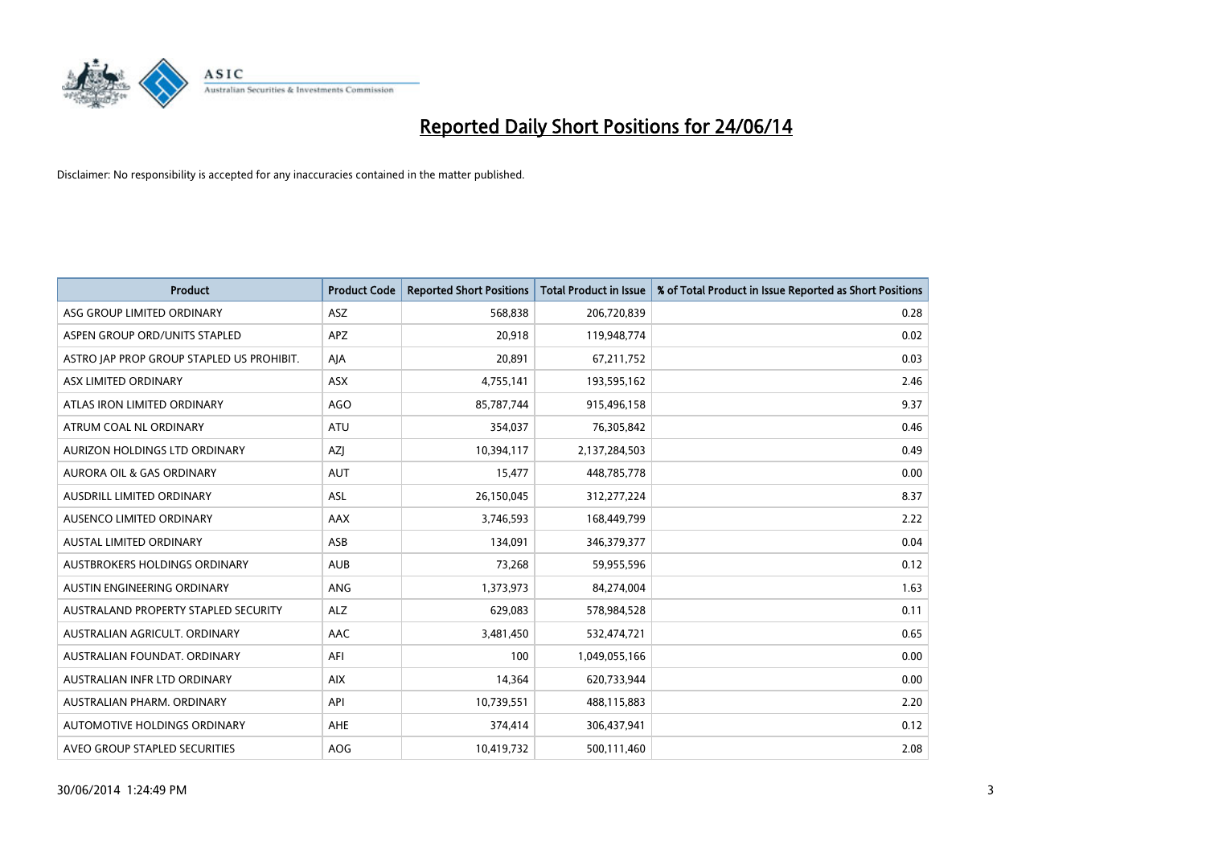# Reported Daily Short Positions for 24/06/14

Disclaimer: No responsibility is accepted for any inaccuracies contained in the matter published.

| Product | Product Code | Reported Short Positions | Total Product in Issue | % of Total Product in Issue Reported as Short Positions |
|---|---|---|---|---|
| ASG GROUP LIMITED ORDINARY | ASZ | 568,838 | 206,720,839 | 0.28 |
| ASPEN GROUP ORD/UNITS STAPLED | APZ | 20,918 | 119,948,774 | 0.02 |
| ASTRO JAP PROP GROUP STAPLED US PROHIBIT. | AJA | 20,891 | 67,211,752 | 0.03 |
| ASX LIMITED ORDINARY | ASX | 4,755,141 | 193,595,162 | 2.46 |
| ATLAS IRON LIMITED ORDINARY | AGO | 85,787,744 | 915,496,158 | 9.37 |
| ATRUM COAL NL ORDINARY | ATU | 354,037 | 76,305,842 | 0.46 |
| AURIZON HOLDINGS LTD ORDINARY | AZJ | 10,394,117 | 2,137,284,503 | 0.49 |
| AURORA OIL & GAS ORDINARY | AUT | 15,477 | 448,785,778 | 0.00 |
| AUSDRILL LIMITED ORDINARY | ASL | 26,150,045 | 312,277,224 | 8.37 |
| AUSENCO LIMITED ORDINARY | AAX | 3,746,593 | 168,449,799 | 2.22 |
| AUSTAL LIMITED ORDINARY | ASB | 134,091 | 346,379,377 | 0.04 |
| AUSTBROKERS HOLDINGS ORDINARY | AUB | 73,268 | 59,955,596 | 0.12 |
| AUSTIN ENGINEERING ORDINARY | ANG | 1,373,973 | 84,274,004 | 1.63 |
| AUSTRALAND PROPERTY STAPLED SECURITY | ALZ | 629,083 | 578,984,528 | 0.11 |
| AUSTRALIAN AGRICULT. ORDINARY | AAC | 3,481,450 | 532,474,721 | 0.65 |
| AUSTRALIAN FOUNDAT. ORDINARY | AFI | 100 | 1,049,055,166 | 0.00 |
| AUSTRALIAN INFR LTD ORDINARY | AIX | 14,364 | 620,733,944 | 0.00 |
| AUSTRALIAN PHARM. ORDINARY | API | 10,739,551 | 488,115,883 | 2.20 |
| AUTOMOTIVE HOLDINGS ORDINARY | AHE | 374,414 | 306,437,941 | 0.12 |
| AVEO GROUP STAPLED SECURITIES | AOG | 10,419,732 | 500,111,460 | 2.08 |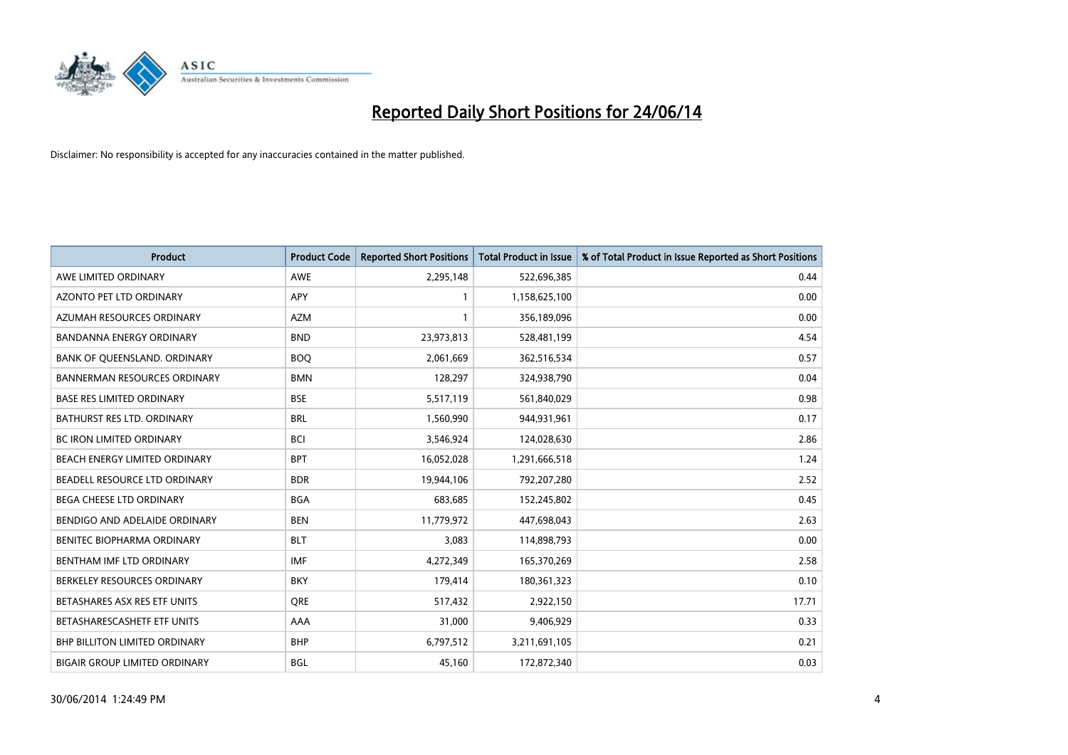# Reported Daily Short Positions for 24/06/14

Disclaimer: No responsibility is accepted for any inaccuracies contained in the matter published.

| Product | Product Code | Reported Short Positions | Total Product in Issue | % of Total Product in Issue Reported as Short Positions |
|---|---|---|---|---|
| AWE LIMITED ORDINARY | AWE | 2,295,148 | 522,696,385 | 0.44 |
| AZONTO PET LTD ORDINARY | APY | 1 | 1,158,625,100 | 0.00 |
| AZUMAH RESOURCES ORDINARY | AZM | 1 | 356,189,096 | 0.00 |
| BANDANNA ENERGY ORDINARY | BND | 23,973,813 | 528,481,199 | 4.54 |
| BANK OF QUEENSLAND. ORDINARY | BOQ | 2,061,669 | 362,516,534 | 0.57 |
| BANNERMAN RESOURCES ORDINARY | BMN | 128,297 | 324,938,790 | 0.04 |
| BASE RES LIMITED ORDINARY | BSE | 5,517,119 | 561,840,029 | 0.98 |
| BATHURST RES LTD. ORDINARY | BRL | 1,560,990 | 944,931,961 | 0.17 |
| BC IRON LIMITED ORDINARY | BCI | 3,546,924 | 124,028,630 | 2.86 |
| BEACH ENERGY LIMITED ORDINARY | BPT | 16,052,028 | 1,291,666,518 | 1.24 |
| BEADELL RESOURCE LTD ORDINARY | BDR | 19,944,106 | 792,207,280 | 2.52 |
| BEGA CHEESE LTD ORDINARY | BGA | 683,685 | 152,245,802 | 0.45 |
| BENDIGO AND ADELAIDE ORDINARY | BEN | 11,779,972 | 447,698,043 | 2.63 |
| BENITEC BIOPHARMA ORDINARY | BLT | 3,083 | 114,898,793 | 0.00 |
| BENTHAM IMF LTD ORDINARY | IMF | 4,272,349 | 165,370,269 | 2.58 |
| BERKELEY RESOURCES ORDINARY | BKY | 179,414 | 180,361,323 | 0.10 |
| BETASHARES ASX RES ETF UNITS | QRE | 517,432 | 2,922,150 | 17.71 |
| BETASHARESCASHETF ETF UNITS | AAA | 31,000 | 9,406,929 | 0.33 |
| BHP BILLITON LIMITED ORDINARY | BHP | 6,797,512 | 3,211,691,105 | 0.21 |
| BIGAIR GROUP LIMITED ORDINARY | BGL | 45,160 | 172,872,340 | 0.03 |

30/06/2014 1:24:49 PM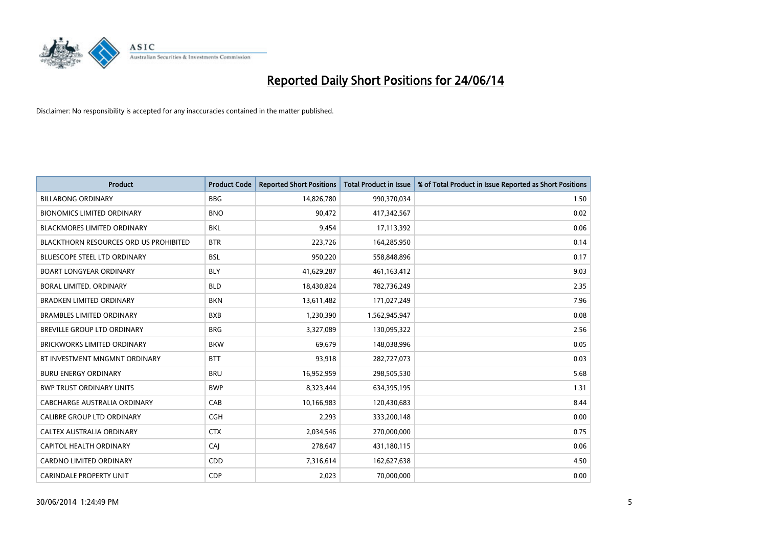# Reported Daily Short Positions for 24/06/14

Disclaimer: No responsibility is accepted for any inaccuracies contained in the matter published.

| Product | Product Code | Reported Short Positions | Total Product in Issue | % of Total Product in Issue Reported as Short Positions |
|---|---|---|---|---|
| BILLABONG ORDINARY | BBG | 14,826,780 | 990,370,034 | 1.50 |
| BIONOMICS LIMITED ORDINARY | BNO | 90,472 | 417,342,567 | 0.02 |
| BLACKMORES LIMITED ORDINARY | BKL | 9,454 | 17,113,392 | 0.06 |
| BLACKTHORN RESOURCES ORD US PROHIBITED | BTR | 223,726 | 164,285,950 | 0.14 |
| BLUESCOPE STEEL LTD ORDINARY | BSL | 950,220 | 558,848,896 | 0.17 |
| BOART LONGYEAR ORDINARY | BLY | 41,629,287 | 461,163,412 | 9.03 |
| BORAL LIMITED. ORDINARY | BLD | 18,430,824 | 782,736,249 | 2.35 |
| BRADKEN LIMITED ORDINARY | BKN | 13,611,482 | 171,027,249 | 7.96 |
| BRAMBLES LIMITED ORDINARY | BXB | 1,230,390 | 1,562,945,947 | 0.08 |
| BREVILLE GROUP LTD ORDINARY | BRG | 3,327,089 | 130,095,322 | 2.56 |
| BRICKWORKS LIMITED ORDINARY | BKW | 69,679 | 148,038,996 | 0.05 |
| BT INVESTMENT MNGMNT ORDINARY | BTT | 93,918 | 282,727,073 | 0.03 |
| BURU ENERGY ORDINARY | BRU | 16,952,959 | 298,505,530 | 5.68 |
| BWP TRUST ORDINARY UNITS | BWP | 8,323,444 | 634,395,195 | 1.31 |
| CABCHARGE AUSTRALIA ORDINARY | CAB | 10,166,983 | 120,430,683 | 8.44 |
| CALIBRE GROUP LTD ORDINARY | CGH | 2,293 | 333,200,148 | 0.00 |
| CALTEX AUSTRALIA ORDINARY | CTX | 2,034,546 | 270,000,000 | 0.75 |
| CAPITOL HEALTH ORDINARY | CAJ | 278,647 | 431,180,115 | 0.06 |
| CARDNO LIMITED ORDINARY | CDD | 7,316,614 | 162,627,638 | 4.50 |
| CARINDALE PROPERTY UNIT | CDP | 2,023 | 70,000,000 | 0.00 |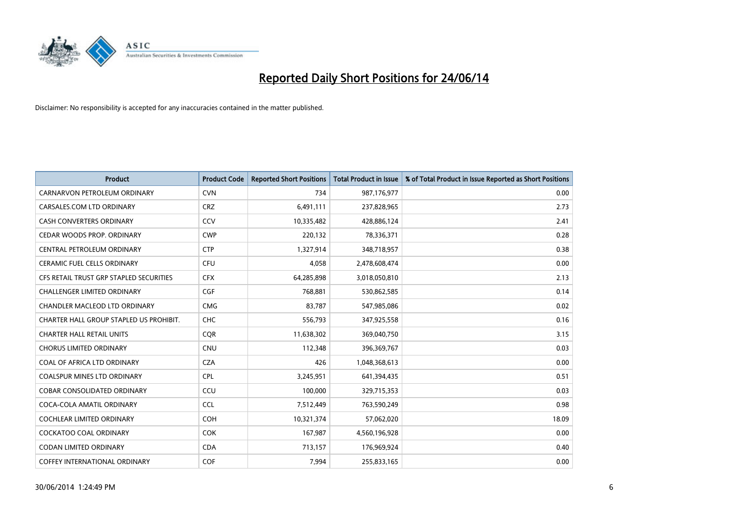# Reported Daily Short Positions for 24/06/14

Disclaimer: No responsibility is accepted for any inaccuracies contained in the matter published.

| Product | Product Code | Reported Short Positions | Total Product in Issue | % of Total Product in Issue Reported as Short Positions |
|---|---|---|---|---|
| CARNARVON PETROLEUM ORDINARY | CVN | 734 | 987,176,977 | 0.00 |
| CARSALES.COM LTD ORDINARY | CRZ | 6,491,111 | 237,828,965 | 2.73 |
| CASH CONVERTERS ORDINARY | CCV | 10,335,482 | 428,886,124 | 2.41 |
| CEDAR WOODS PROP. ORDINARY | CWP | 220,132 | 78,336,371 | 0.28 |
| CENTRAL PETROLEUM ORDINARY | CTP | 1,327,914 | 348,718,957 | 0.38 |
| CERAMIC FUEL CELLS ORDINARY | CFU | 4,058 | 2,478,608,474 | 0.00 |
| CFS RETAIL TRUST GRP STAPLED SECURITIES | CFX | 64,285,898 | 3,018,050,810 | 2.13 |
| CHALLENGER LIMITED ORDINARY | CGF | 768,881 | 530,862,585 | 0.14 |
| CHANDLER MACLEOD LTD ORDINARY | CMG | 83,787 | 547,985,086 | 0.02 |
| CHARTER HALL GROUP STAPLED US PROHIBIT. | CHC | 556,793 | 347,925,558 | 0.16 |
| CHARTER HALL RETAIL UNITS | CQR | 11,638,302 | 369,040,750 | 3.15 |
| CHORUS LIMITED ORDINARY | CNU | 112,348 | 396,369,767 | 0.03 |
| COAL OF AFRICA LTD ORDINARY | CZA | 426 | 1,048,368,613 | 0.00 |
| COALSPUR MINES LTD ORDINARY | CPL | 3,245,951 | 641,394,435 | 0.51 |
| COBAR CONSOLIDATED ORDINARY | CCU | 100,000 | 329,715,353 | 0.03 |
| COCA-COLA AMATIL ORDINARY | CCL | 7,512,449 | 763,590,249 | 0.98 |
| COCHLEAR LIMITED ORDINARY | COH | 10,321,374 | 57,062,020 | 18.09 |
| COCKATOO COAL ORDINARY | COK | 167,987 | 4,560,196,928 | 0.00 |
| CODAN LIMITED ORDINARY | CDA | 713,157 | 176,969,924 | 0.40 |
| COFFEY INTERNATIONAL ORDINARY | COF | 7,994 | 255,833,165 | 0.00 |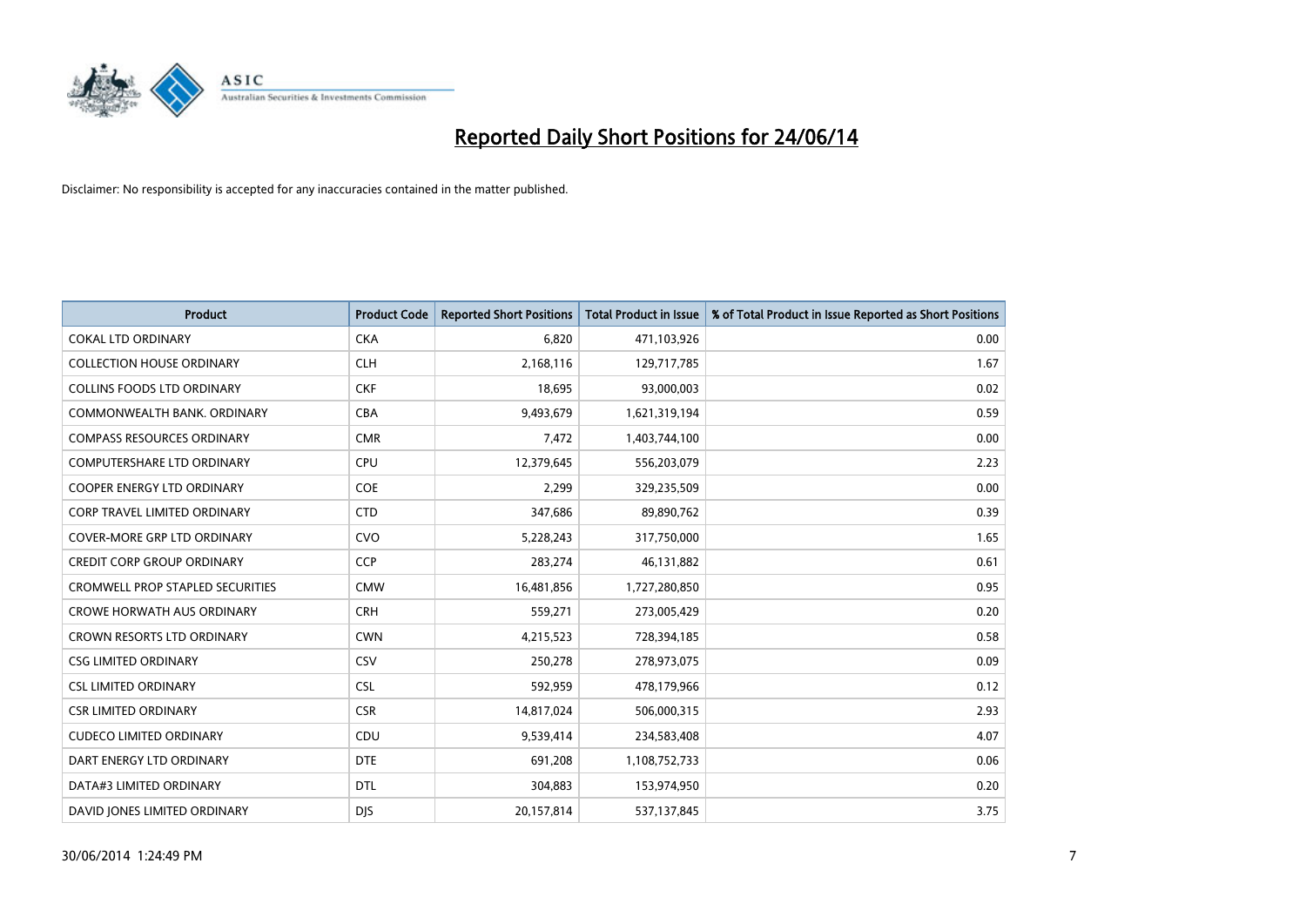# Reported Daily Short Positions for 24/06/14

Disclaimer: No responsibility is accepted for any inaccuracies contained in the matter published.

| Product | Product Code | Reported Short Positions | Total Product in Issue | % of Total Product in Issue Reported as Short Positions |
|---|---|---|---|---|
| COKAL LTD ORDINARY | CKA | 6,820 | 471,103,926 | 0.00 |
| COLLECTION HOUSE ORDINARY | CLH | 2,168,116 | 129,717,785 | 1.67 |
| COLLINS FOODS LTD ORDINARY | CKF | 18,695 | 93,000,003 | 0.02 |
| COMMONWEALTH BANK. ORDINARY | CBA | 9,493,679 | 1,621,319,194 | 0.59 |
| COMPASS RESOURCES ORDINARY | CMR | 7,472 | 1,403,744,100 | 0.00 |
| COMPUTERSHARE LTD ORDINARY | CPU | 12,379,645 | 556,203,079 | 2.23 |
| COOPER ENERGY LTD ORDINARY | COE | 2,299 | 329,235,509 | 0.00 |
| CORP TRAVEL LIMITED ORDINARY | CTD | 347,686 | 89,890,762 | 0.39 |
| COVER-MORE GRP LTD ORDINARY | CVO | 5,228,243 | 317,750,000 | 1.65 |
| CREDIT CORP GROUP ORDINARY | CCP | 283,274 | 46,131,882 | 0.61 |
| CROMWELL PROP STAPLED SECURITIES | CMW | 16,481,856 | 1,727,280,850 | 0.95 |
| CROWE HORWATH AUS ORDINARY | CRH | 559,271 | 273,005,429 | 0.20 |
| CROWN RESORTS LTD ORDINARY | CWN | 4,215,523 | 728,394,185 | 0.58 |
| CSG LIMITED ORDINARY | CSV | 250,278 | 278,973,075 | 0.09 |
| CSL LIMITED ORDINARY | CSL | 592,959 | 478,179,966 | 0.12 |
| CSR LIMITED ORDINARY | CSR | 14,817,024 | 506,000,315 | 2.93 |
| CUDECO LIMITED ORDINARY | CDU | 9,539,414 | 234,583,408 | 4.07 |
| DART ENERGY LTD ORDINARY | DTE | 691,208 | 1,108,752,733 | 0.06 |
| DATA#3 LIMITED ORDINARY | DTL | 304,883 | 153,974,950 | 0.20 |
| DAVID JONES LIMITED ORDINARY | DJS | 20,157,814 | 537,137,845 | 3.75 |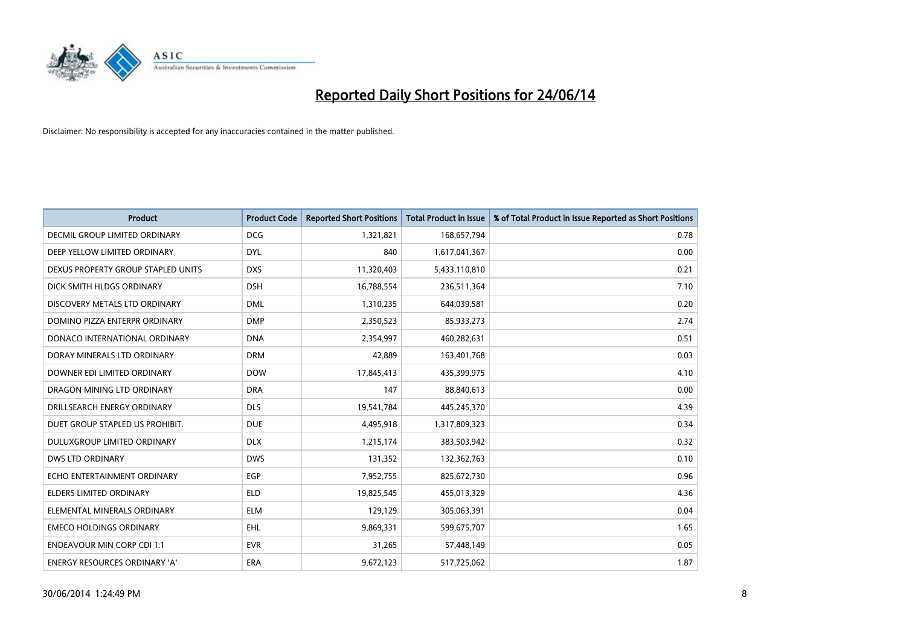# Reported Daily Short Positions for 24/06/14

Disclaimer: No responsibility is accepted for any inaccuracies contained in the matter published.

| Product | Product Code | Reported Short Positions | Total Product in Issue | % of Total Product in Issue Reported as Short Positions |
|---|---|---|---|---|
| DECMIL GROUP LIMITED ORDINARY | DCG | 1,321,821 | 168,657,794 | 0.78 |
| DEEP YELLOW LIMITED ORDINARY | DYL | 840 | 1,617,041,367 | 0.00 |
| DEXUS PROPERTY GROUP STAPLED UNITS | DXS | 11,320,403 | 5,433,110,810 | 0.21 |
| DICK SMITH HLDGS ORDINARY | DSH | 16,788,554 | 236,511,364 | 7.10 |
| DISCOVERY METALS LTD ORDINARY | DML | 1,310,235 | 644,039,581 | 0.20 |
| DOMINO PIZZA ENTERPR ORDINARY | DMP | 2,350,523 | 85,933,273 | 2.74 |
| DONACO INTERNATIONAL ORDINARY | DNA | 2,354,997 | 460,282,631 | 0.51 |
| DORAY MINERALS LTD ORDINARY | DRM | 42,889 | 163,401,768 | 0.03 |
| DOWNER EDI LIMITED ORDINARY | DOW | 17,845,413 | 435,399,975 | 4.10 |
| DRAGON MINING LTD ORDINARY | DRA | 147 | 88,840,613 | 0.00 |
| DRILLSEARCH ENERGY ORDINARY | DLS | 19,541,784 | 445,245,370 | 4.39 |
| DUET GROUP STAPLED US PROHIBIT. | DUE | 4,495,918 | 1,317,809,323 | 0.34 |
| DULUXGROUP LIMITED ORDINARY | DLX | 1,215,174 | 383,503,942 | 0.32 |
| DWS LTD ORDINARY | DWS | 131,352 | 132,362,763 | 0.10 |
| ECHO ENTERTAINMENT ORDINARY | EGP | 7,952,755 | 825,672,730 | 0.96 |
| ELDERS LIMITED ORDINARY | ELD | 19,825,545 | 455,013,329 | 4.36 |
| ELEMENTAL MINERALS ORDINARY | ELM | 129,129 | 305,063,391 | 0.04 |
| EMECO HOLDINGS ORDINARY | EHL | 9,869,331 | 599,675,707 | 1.65 |
| ENDEAVOUR MIN CORP CDI 1:1 | EVR | 31,265 | 57,448,149 | 0.05 |
| ENERGY RESOURCES ORDINARY 'A' | ERA | 9,672,123 | 517,725,062 | 1.87 |

30/06/2014 1:24:49 PM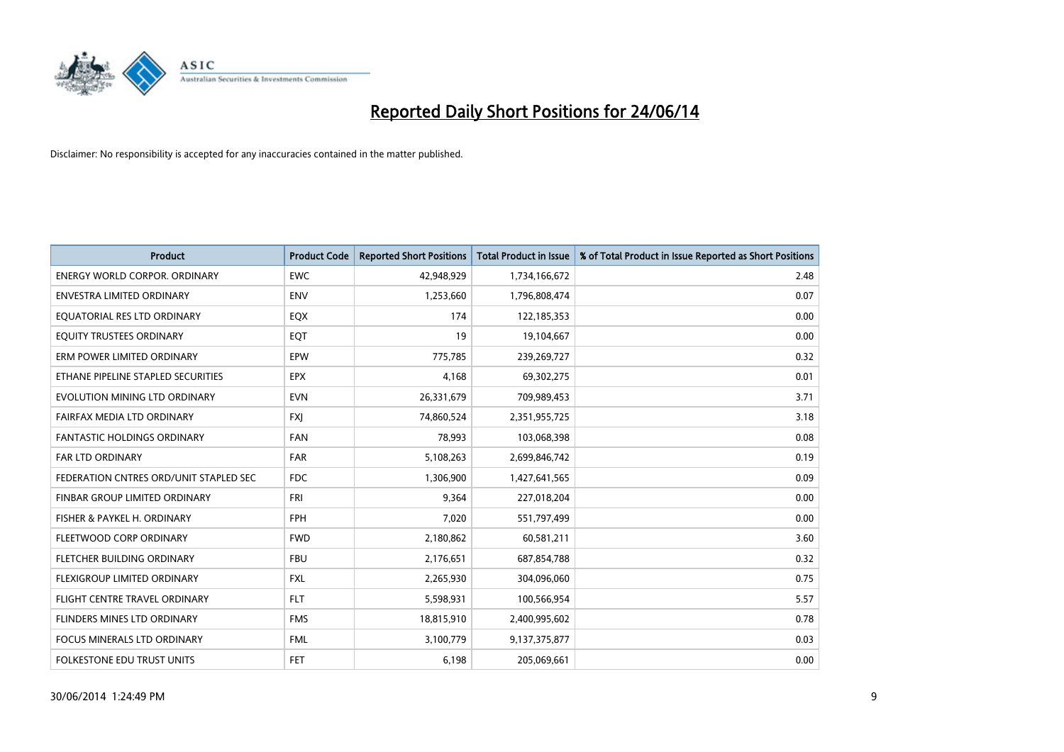# Reported Daily Short Positions for 24/06/14

Disclaimer: No responsibility is accepted for any inaccuracies contained in the matter published.

| Product | Product Code | Reported Short Positions | Total Product in Issue | % of Total Product in Issue Reported as Short Positions |
|---|---|---|---|---|
| ENERGY WORLD CORPOR. ORDINARY | EWC | 42,948,929 | 1,734,166,672 | 2.48 |
| ENVESTRA LIMITED ORDINARY | ENV | 1,253,660 | 1,796,808,474 | 0.07 |
| EQUATORIAL RES LTD ORDINARY | EQX | 174 | 122,185,353 | 0.00 |
| EQUITY TRUSTEES ORDINARY | EQT | 19 | 19,104,667 | 0.00 |
| ERM POWER LIMITED ORDINARY | EPW | 775,785 | 239,269,727 | 0.32 |
| ETHANE PIPELINE STAPLED SECURITIES | EPX | 4,168 | 69,302,275 | 0.01 |
| EVOLUTION MINING LTD ORDINARY | EVN | 26,331,679 | 709,989,453 | 3.71 |
| FAIRFAX MEDIA LTD ORDINARY | FXJ | 74,860,524 | 2,351,955,725 | 3.18 |
| FANTASTIC HOLDINGS ORDINARY | FAN | 78,993 | 103,068,398 | 0.08 |
| FAR LTD ORDINARY | FAR | 5,108,263 | 2,699,846,742 | 0.19 |
| FEDERATION CNTRES ORD/UNIT STAPLED SEC | FDC | 1,306,900 | 1,427,641,565 | 0.09 |
| FINBAR GROUP LIMITED ORDINARY | FRI | 9,364 | 227,018,204 | 0.00 |
| FISHER & PAYKEL H. ORDINARY | FPH | 7,020 | 551,797,499 | 0.00 |
| FLEETWOOD CORP ORDINARY | FWD | 2,180,862 | 60,581,211 | 3.60 |
| FLETCHER BUILDING ORDINARY | FBU | 2,176,651 | 687,854,788 | 0.32 |
| FLEXIGROUP LIMITED ORDINARY | FXL | 2,265,930 | 304,096,060 | 0.75 |
| FLIGHT CENTRE TRAVEL ORDINARY | FLT | 5,598,931 | 100,566,954 | 5.57 |
| FLINDERS MINES LTD ORDINARY | FMS | 18,815,910 | 2,400,995,602 | 0.78 |
| FOCUS MINERALS LTD ORDINARY | FML | 3,100,779 | 9,137,375,877 | 0.03 |
| FOLKESTONE EDU TRUST UNITS | FET | 6,198 | 205,069,661 | 0.00 |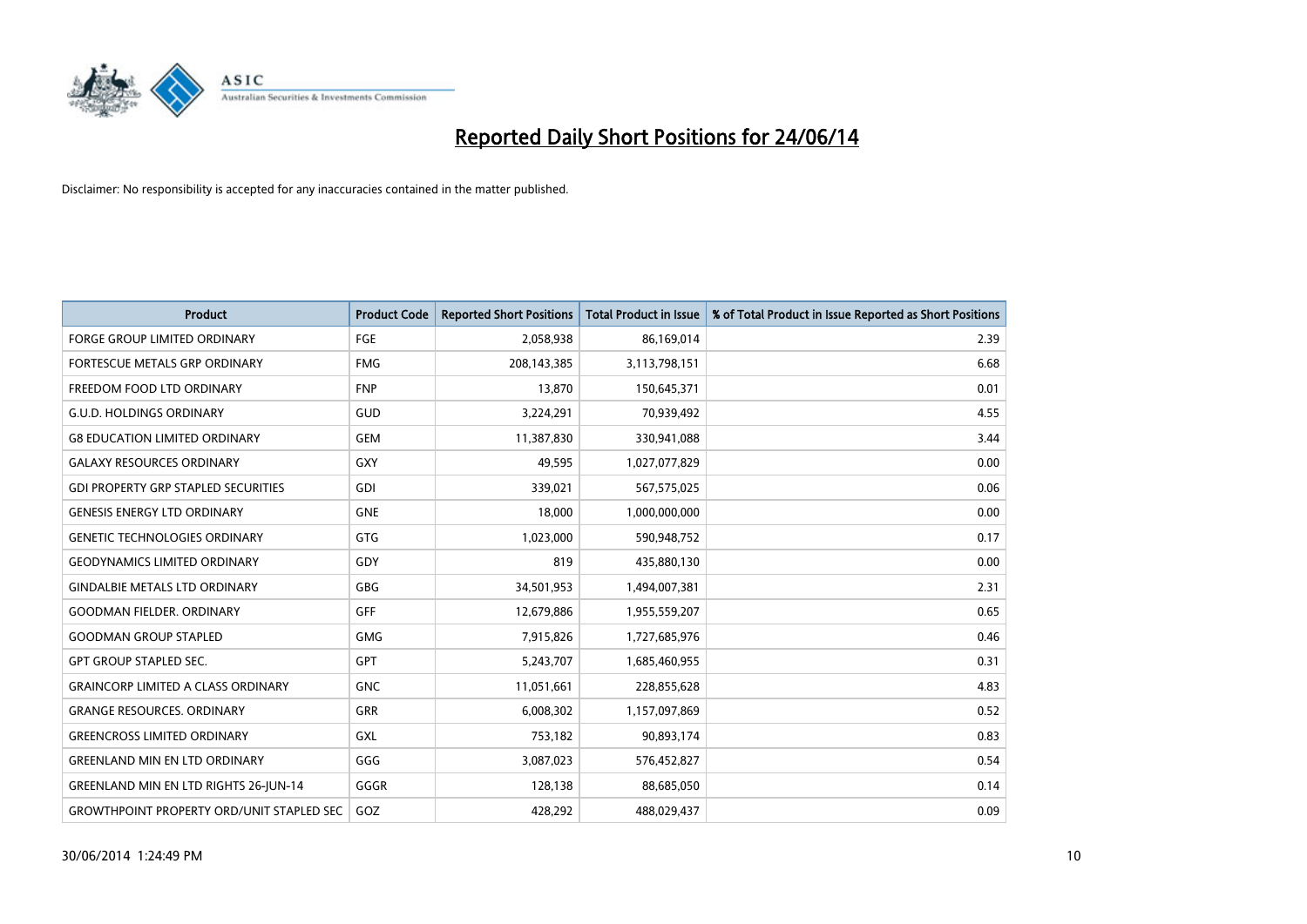# Reported Daily Short Positions for 24/06/14

Disclaimer: No responsibility is accepted for any inaccuracies contained in the matter published.

| Product | Product Code | Reported Short Positions | Total Product in Issue | % of Total Product in Issue Reported as Short Positions |
|---|---|---|---|---|
| FORGE GROUP LIMITED ORDINARY | FGE | 2,058,938 | 86,169,014 | 2.39 |
| FORTESCUE METALS GRP ORDINARY | FMG | 208,143,385 | 3,113,798,151 | 6.68 |
| FREEDOM FOOD LTD ORDINARY | FNP | 13,870 | 150,645,371 | 0.01 |
| G.U.D. HOLDINGS ORDINARY | GUD | 3,224,291 | 70,939,492 | 4.55 |
| G8 EDUCATION LIMITED ORDINARY | GEM | 11,387,830 | 330,941,088 | 3.44 |
| GALAXY RESOURCES ORDINARY | GXY | 49,595 | 1,027,077,829 | 0.00 |
| GDI PROPERTY GRP STAPLED SECURITIES | GDI | 339,021 | 567,575,025 | 0.06 |
| GENESIS ENERGY LTD ORDINARY | GNE | 18,000 | 1,000,000,000 | 0.00 |
| GENETIC TECHNOLOGIES ORDINARY | GTG | 1,023,000 | 590,948,752 | 0.17 |
| GEODYNAMICS LIMITED ORDINARY | GDY | 819 | 435,880,130 | 0.00 |
| GINDALBIE METALS LTD ORDINARY | GBG | 34,501,953 | 1,494,007,381 | 2.31 |
| GOODMAN FIELDER. ORDINARY | GFF | 12,679,886 | 1,955,559,207 | 0.65 |
| GOODMAN GROUP STAPLED | GMG | 7,915,826 | 1,727,685,976 | 0.46 |
| GPT GROUP STAPLED SEC. | GPT | 5,243,707 | 1,685,460,955 | 0.31 |
| GRAINCORP LIMITED A CLASS ORDINARY | GNC | 11,051,661 | 228,855,628 | 4.83 |
| GRANGE RESOURCES. ORDINARY | GRR | 6,008,302 | 1,157,097,869 | 0.52 |
| GREENCROSS LIMITED ORDINARY | GXL | 753,182 | 90,893,174 | 0.83 |
| GREENLAND MIN EN LTD ORDINARY | GGG | 3,087,023 | 576,452,827 | 0.54 |
| GREENLAND MIN EN LTD RIGHTS 26-JUN-14 | GGGR | 128,138 | 88,685,050 | 0.14 |
| GROWTHPOINT PROPERTY ORD/UNIT STAPLED SEC | GOZ | 428,292 | 488,029,437 | 0.09 |

30/06/2014 1:24:49 PM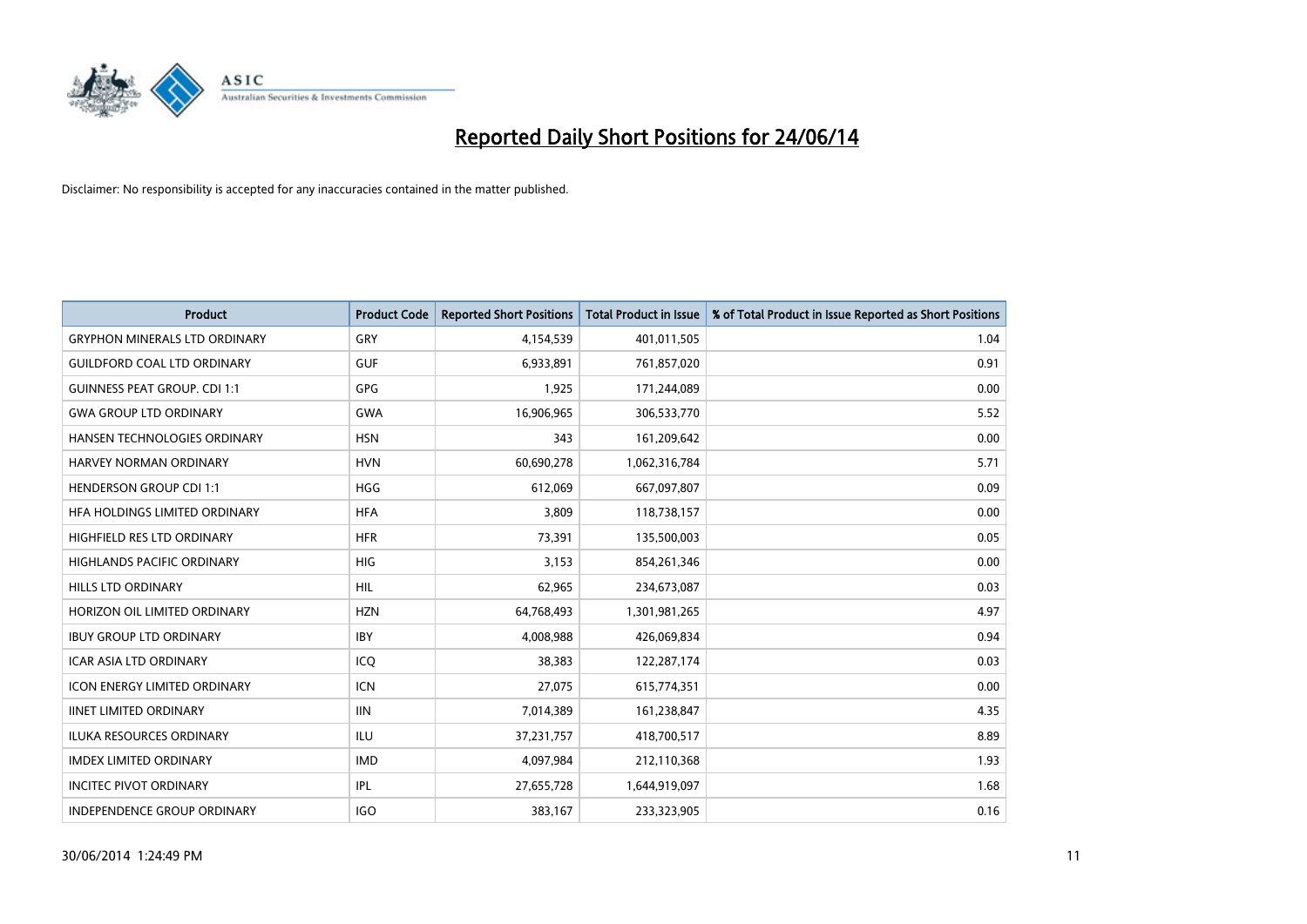# Reported Daily Short Positions for 24/06/14

Disclaimer: No responsibility is accepted for any inaccuracies contained in the matter published.

| Product | Product Code | Reported Short Positions | Total Product in Issue | % of Total Product in Issue Reported as Short Positions |
|---|---|---|---|---|
| GRYPHON MINERALS LTD ORDINARY | GRY | 4,154,539 | 401,011,505 | 1.04 |
| GUILDFORD COAL LTD ORDINARY | GUF | 6,933,891 | 761,857,020 | 0.91 |
| GUINNESS PEAT GROUP. CDI 1:1 | GPG | 1,925 | 171,244,089 | 0.00 |
| GWA GROUP LTD ORDINARY | GWA | 16,906,965 | 306,533,770 | 5.52 |
| HANSEN TECHNOLOGIES ORDINARY | HSN | 343 | 161,209,642 | 0.00 |
| HARVEY NORMAN ORDINARY | HVN | 60,690,278 | 1,062,316,784 | 5.71 |
| HENDERSON GROUP CDI 1:1 | HGG | 612,069 | 667,097,807 | 0.09 |
| HFA HOLDINGS LIMITED ORDINARY | HFA | 3,809 | 118,738,157 | 0.00 |
| HIGHFIELD RES LTD ORDINARY | HFR | 73,391 | 135,500,003 | 0.05 |
| HIGHLANDS PACIFIC ORDINARY | HIG | 3,153 | 854,261,346 | 0.00 |
| HILLS LTD ORDINARY | HIL | 62,965 | 234,673,087 | 0.03 |
| HORIZON OIL LIMITED ORDINARY | HZN | 64,768,493 | 1,301,981,265 | 4.97 |
| IBUY GROUP LTD ORDINARY | IBY | 4,008,988 | 426,069,834 | 0.94 |
| ICAR ASIA LTD ORDINARY | ICQ | 38,383 | 122,287,174 | 0.03 |
| ICON ENERGY LIMITED ORDINARY | ICN | 27,075 | 615,774,351 | 0.00 |
| IINET LIMITED ORDINARY | IIN | 7,014,389 | 161,238,847 | 4.35 |
| ILUKA RESOURCES ORDINARY | ILU | 37,231,757 | 418,700,517 | 8.89 |
| IMDEX LIMITED ORDINARY | IMD | 4,097,984 | 212,110,368 | 1.93 |
| INCITEC PIVOT ORDINARY | IPL | 27,655,728 | 1,644,919,097 | 1.68 |
| INDEPENDENCE GROUP ORDINARY | IGO | 383,167 | 233,323,905 | 0.16 |

30/06/2014 1:24:49 PM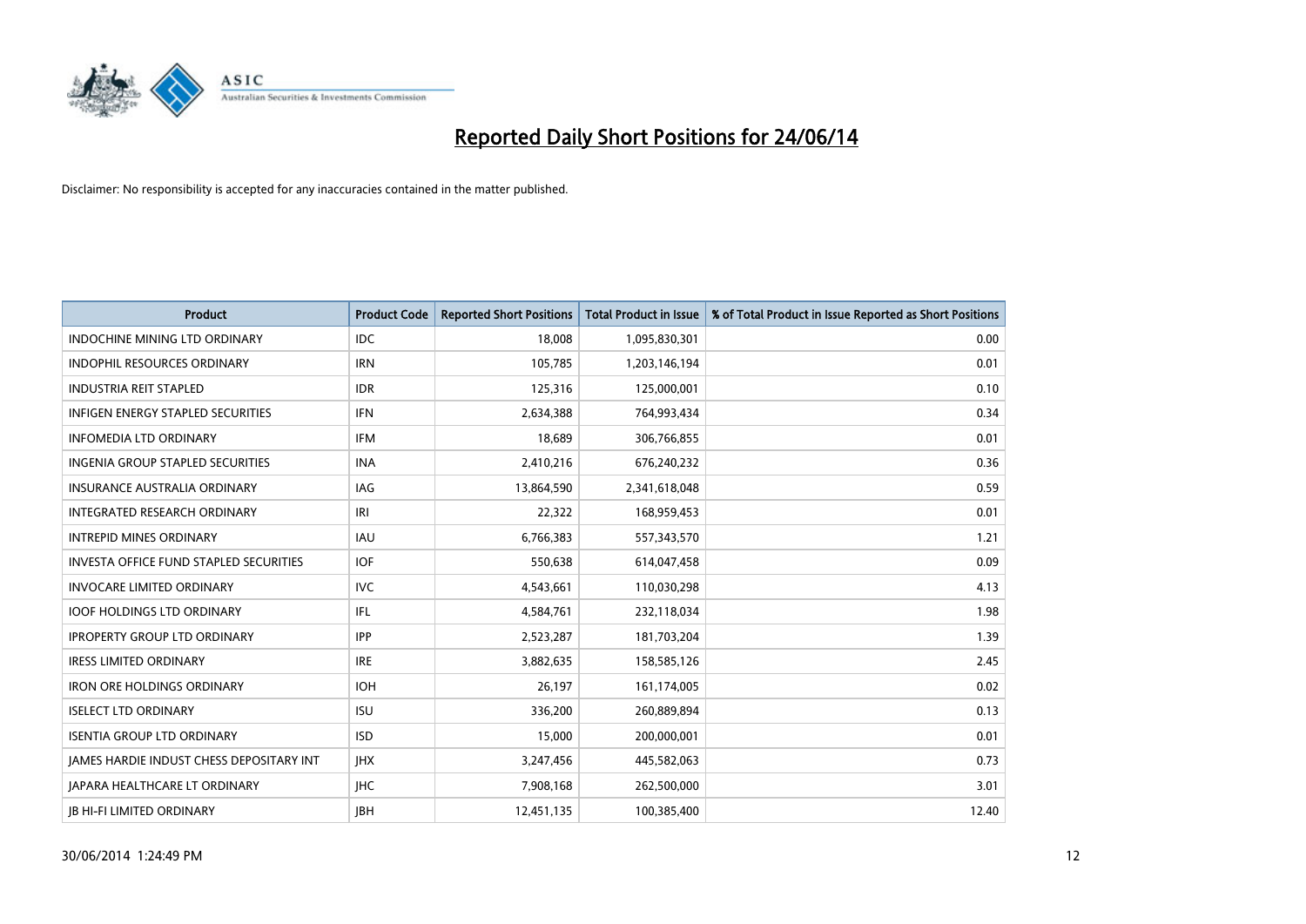# Reported Daily Short Positions for 24/06/14

Disclaimer: No responsibility is accepted for any inaccuracies contained in the matter published.

| Product | Product Code | Reported Short Positions | Total Product in Issue | % of Total Product in Issue Reported as Short Positions |
|---|---|---|---|---|
| INDOCHINE MINING LTD ORDINARY | IDC | 18,008 | 1,095,830,301 | 0.00 |
| INDOPHIL RESOURCES ORDINARY | IRN | 105,785 | 1,203,146,194 | 0.01 |
| INDUSTRIA REIT STAPLED | IDR | 125,316 | 125,000,001 | 0.10 |
| INFIGEN ENERGY STAPLED SECURITIES | IFN | 2,634,388 | 764,993,434 | 0.34 |
| INFOMEDIA LTD ORDINARY | IFM | 18,689 | 306,766,855 | 0.01 |
| INGENIA GROUP STAPLED SECURITIES | INA | 2,410,216 | 676,240,232 | 0.36 |
| INSURANCE AUSTRALIA ORDINARY | IAG | 13,864,590 | 2,341,618,048 | 0.59 |
| INTEGRATED RESEARCH ORDINARY | IRI | 22,322 | 168,959,453 | 0.01 |
| INTREPID MINES ORDINARY | IAU | 6,766,383 | 557,343,570 | 1.21 |
| INVESTA OFFICE FUND STAPLED SECURITIES | IOF | 550,638 | 614,047,458 | 0.09 |
| INVOCARE LIMITED ORDINARY | IVC | 4,543,661 | 110,030,298 | 4.13 |
| IOOF HOLDINGS LTD ORDINARY | IFL | 4,584,761 | 232,118,034 | 1.98 |
| IPROPERTY GROUP LTD ORDINARY | IPP | 2,523,287 | 181,703,204 | 1.39 |
| IRESS LIMITED ORDINARY | IRE | 3,882,635 | 158,585,126 | 2.45 |
| IRON ORE HOLDINGS ORDINARY | IOH | 26,197 | 161,174,005 | 0.02 |
| ISELECT LTD ORDINARY | ISU | 336,200 | 260,889,894 | 0.13 |
| ISENTIA GROUP LTD ORDINARY | ISD | 15,000 | 200,000,001 | 0.01 |
| JAMES HARDIE INDUST CHESS DEPOSITARY INT | JHX | 3,247,456 | 445,582,063 | 0.73 |
| JAPARA HEALTHCARE LT ORDINARY | JHC | 7,908,168 | 262,500,000 | 3.01 |
| JB HI-FI LIMITED ORDINARY | JBH | 12,451,135 | 100,385,400 | 12.40 |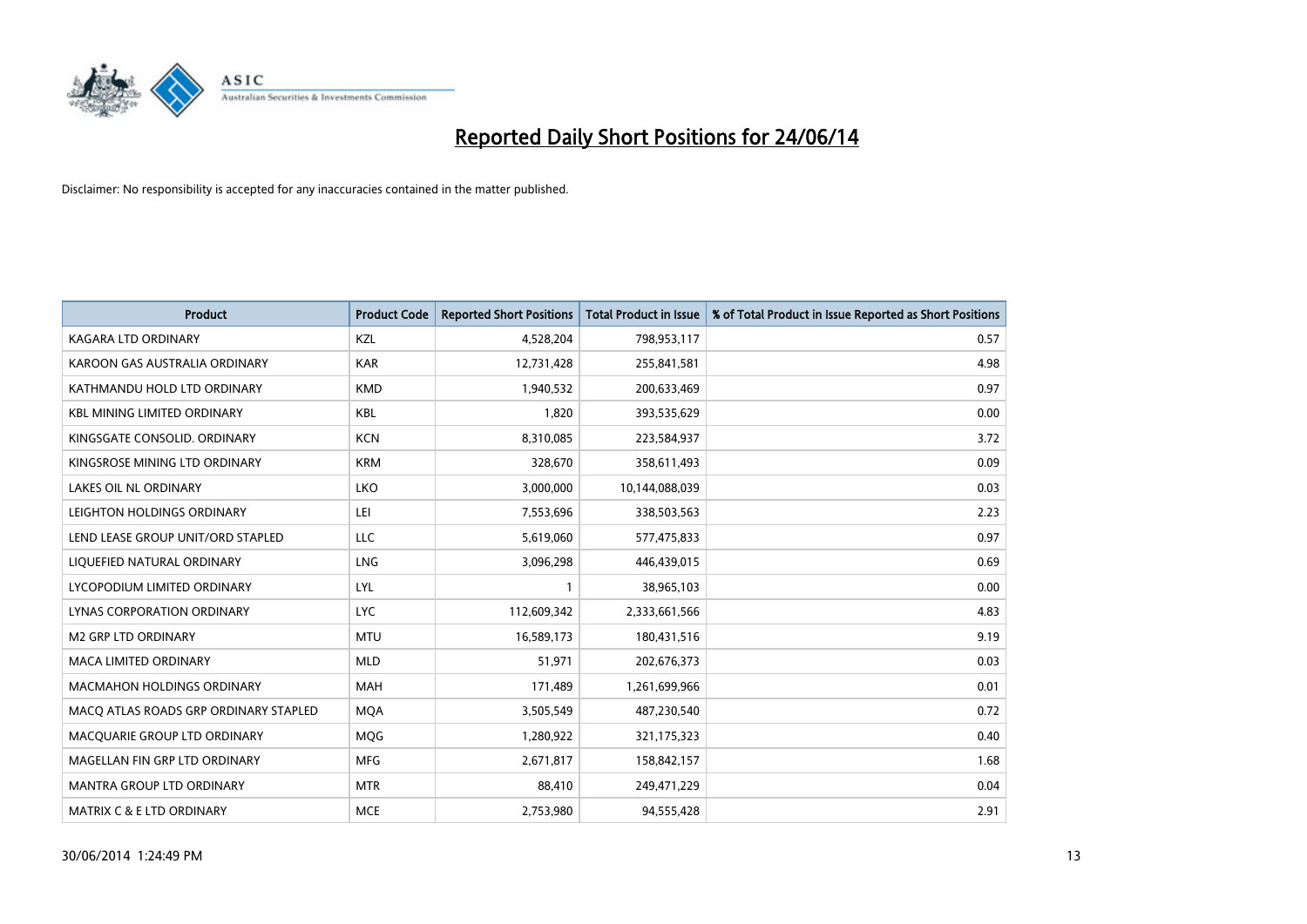# Reported Daily Short Positions for 24/06/14

Disclaimer: No responsibility is accepted for any inaccuracies contained in the matter published.

| Product | Product Code | Reported Short Positions | Total Product in Issue | % of Total Product in Issue Reported as Short Positions |
|---|---|---|---|---|
| KAGARA LTD ORDINARY | KZL | 4,528,204 | 798,953,117 | 0.57 |
| KAROON GAS AUSTRALIA ORDINARY | KAR | 12,731,428 | 255,841,581 | 4.98 |
| KATHMANDU HOLD LTD ORDINARY | KMD | 1,940,532 | 200,633,469 | 0.97 |
| KBL MINING LIMITED ORDINARY | KBL | 1,820 | 393,535,629 | 0.00 |
| KINGSGATE CONSOLID. ORDINARY | KCN | 8,310,085 | 223,584,937 | 3.72 |
| KINGSROSE MINING LTD ORDINARY | KRM | 328,670 | 358,611,493 | 0.09 |
| LAKES OIL NL ORDINARY | LKO | 3,000,000 | 10,144,088,039 | 0.03 |
| LEIGHTON HOLDINGS ORDINARY | LEI | 7,553,696 | 338,503,563 | 2.23 |
| LEND LEASE GROUP UNIT/ORD STAPLED | LLC | 5,619,060 | 577,475,833 | 0.97 |
| LIQUEFIED NATURAL ORDINARY | LNG | 3,096,298 | 446,439,015 | 0.69 |
| LYCOPODIUM LIMITED ORDINARY | LYL | 1 | 38,965,103 | 0.00 |
| LYNAS CORPORATION ORDINARY | LYC | 112,609,342 | 2,333,661,566 | 4.83 |
| M2 GRP LTD ORDINARY | MTU | 16,589,173 | 180,431,516 | 9.19 |
| MACA LIMITED ORDINARY | MLD | 51,971 | 202,676,373 | 0.03 |
| MACMAHON HOLDINGS ORDINARY | MAH | 171,489 | 1,261,699,966 | 0.01 |
| MACQ ATLAS ROADS GRP ORDINARY STAPLED | MQA | 3,505,549 | 487,230,540 | 0.72 |
| MACQUARIE GROUP LTD ORDINARY | MQG | 1,280,922 | 321,175,323 | 0.40 |
| MAGELLAN FIN GRP LTD ORDINARY | MFG | 2,671,817 | 158,842,157 | 1.68 |
| MANTRA GROUP LTD ORDINARY | MTR | 88,410 | 249,471,229 | 0.04 |
| MATRIX C & E LTD ORDINARY | MCE | 2,753,980 | 94,555,428 | 2.91 |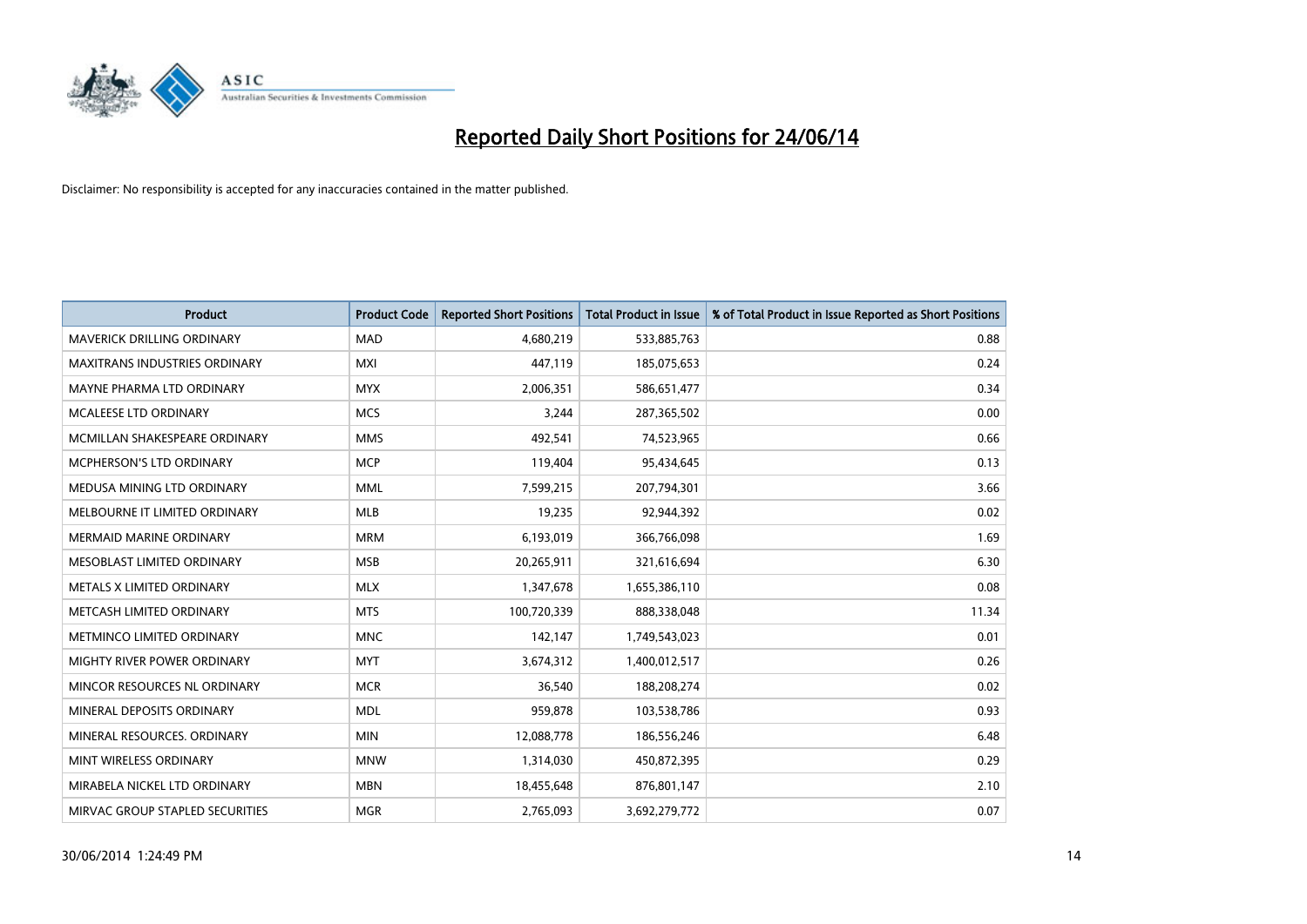# Reported Daily Short Positions for 24/06/14

Disclaimer: No responsibility is accepted for any inaccuracies contained in the matter published.

| Product | Product Code | Reported Short Positions | Total Product in Issue | % of Total Product in Issue Reported as Short Positions |
|---|---|---|---|---|
| MAVERICK DRILLING ORDINARY | MAD | 4,680,219 | 533,885,763 | 0.88 |
| MAXITRANS INDUSTRIES ORDINARY | MXI | 447,119 | 185,075,653 | 0.24 |
| MAYNE PHARMA LTD ORDINARY | MYX | 2,006,351 | 586,651,477 | 0.34 |
| MCALEESE LTD ORDINARY | MCS | 3,244 | 287,365,502 | 0.00 |
| MCMILLAN SHAKESPEARE ORDINARY | MMS | 492,541 | 74,523,965 | 0.66 |
| MCPHERSON'S LTD ORDINARY | MCP | 119,404 | 95,434,645 | 0.13 |
| MEDUSA MINING LTD ORDINARY | MML | 7,599,215 | 207,794,301 | 3.66 |
| MELBOURNE IT LIMITED ORDINARY | MLB | 19,235 | 92,944,392 | 0.02 |
| MERMAID MARINE ORDINARY | MRM | 6,193,019 | 366,766,098 | 1.69 |
| MESOBLAST LIMITED ORDINARY | MSB | 20,265,911 | 321,616,694 | 6.30 |
| METALS X LIMITED ORDINARY | MLX | 1,347,678 | 1,655,386,110 | 0.08 |
| METCASH LIMITED ORDINARY | MTS | 100,720,339 | 888,338,048 | 11.34 |
| METMINCO LIMITED ORDINARY | MNC | 142,147 | 1,749,543,023 | 0.01 |
| MIGHTY RIVER POWER ORDINARY | MYT | 3,674,312 | 1,400,012,517 | 0.26 |
| MINCOR RESOURCES NL ORDINARY | MCR | 36,540 | 188,208,274 | 0.02 |
| MINERAL DEPOSITS ORDINARY | MDL | 959,878 | 103,538,786 | 0.93 |
| MINERAL RESOURCES. ORDINARY | MIN | 12,088,778 | 186,556,246 | 6.48 |
| MINT WIRELESS ORDINARY | MNW | 1,314,030 | 450,872,395 | 0.29 |
| MIRABELA NICKEL LTD ORDINARY | MBN | 18,455,648 | 876,801,147 | 2.10 |
| MIRVAC GROUP STAPLED SECURITIES | MGR | 2,765,093 | 3,692,279,772 | 0.07 |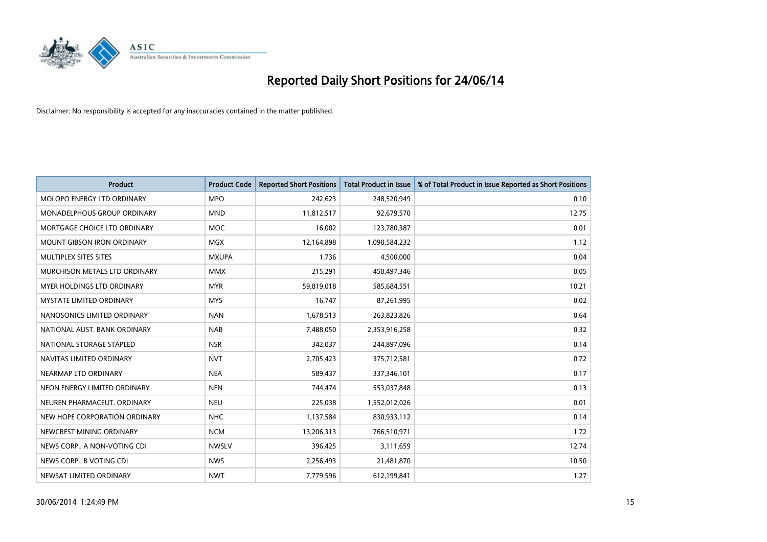# Reported Daily Short Positions for 24/06/14

Disclaimer: No responsibility is accepted for any inaccuracies contained in the matter published.

| Product | Product Code | Reported Short Positions | Total Product in Issue | % of Total Product in Issue Reported as Short Positions |
|---|---|---|---|---|
| MOLOPO ENERGY LTD ORDINARY | MPO | 242,623 | 248,520,949 | 0.10 |
| MONADELPHOUS GROUP ORDINARY | MND | 11,812,517 | 92,679,570 | 12.75 |
| MORTGAGE CHOICE LTD ORDINARY | MOC | 16,002 | 123,780,387 | 0.01 |
| MOUNT GIBSON IRON ORDINARY | MGX | 12,164,898 | 1,090,584,232 | 1.12 |
| MULTIPLEX SITES SITES | MXUPA | 1,736 | 4,500,000 | 0.04 |
| MURCHISON METALS LTD ORDINARY | MMX | 215,291 | 450,497,346 | 0.05 |
| MYER HOLDINGS LTD ORDINARY | MYR | 59,819,018 | 585,684,551 | 10.21 |
| MYSTATE LIMITED ORDINARY | MYS | 16,747 | 87,261,995 | 0.02 |
| NANOSONICS LIMITED ORDINARY | NAN | 1,678,513 | 263,823,826 | 0.64 |
| NATIONAL AUST. BANK ORDINARY | NAB | 7,488,050 | 2,353,916,258 | 0.32 |
| NATIONAL STORAGE STAPLED | NSR | 342,037 | 244,897,096 | 0.14 |
| NAVITAS LIMITED ORDINARY | NVT | 2,705,423 | 375,712,581 | 0.72 |
| NEARMAP LTD ORDINARY | NEA | 589,437 | 337,346,101 | 0.17 |
| NEON ENERGY LIMITED ORDINARY | NEN | 744,474 | 553,037,848 | 0.13 |
| NEUREN PHARMACEUT. ORDINARY | NEU | 225,038 | 1,552,012,026 | 0.01 |
| NEW HOPE CORPORATION ORDINARY | NHC | 1,137,584 | 830,933,112 | 0.14 |
| NEWCREST MINING ORDINARY | NCM | 13,206,313 | 766,510,971 | 1.72 |
| NEWS CORP.. A NON-VOTING CDI | NWSLV | 396,425 | 3,111,659 | 12.74 |
| NEWS CORP.. B VOTING CDI | NWS | 2,256,493 | 21,481,870 | 10.50 |
| NEWSAT LIMITED ORDINARY | NWT | 7,779,596 | 612,199,841 | 1.27 |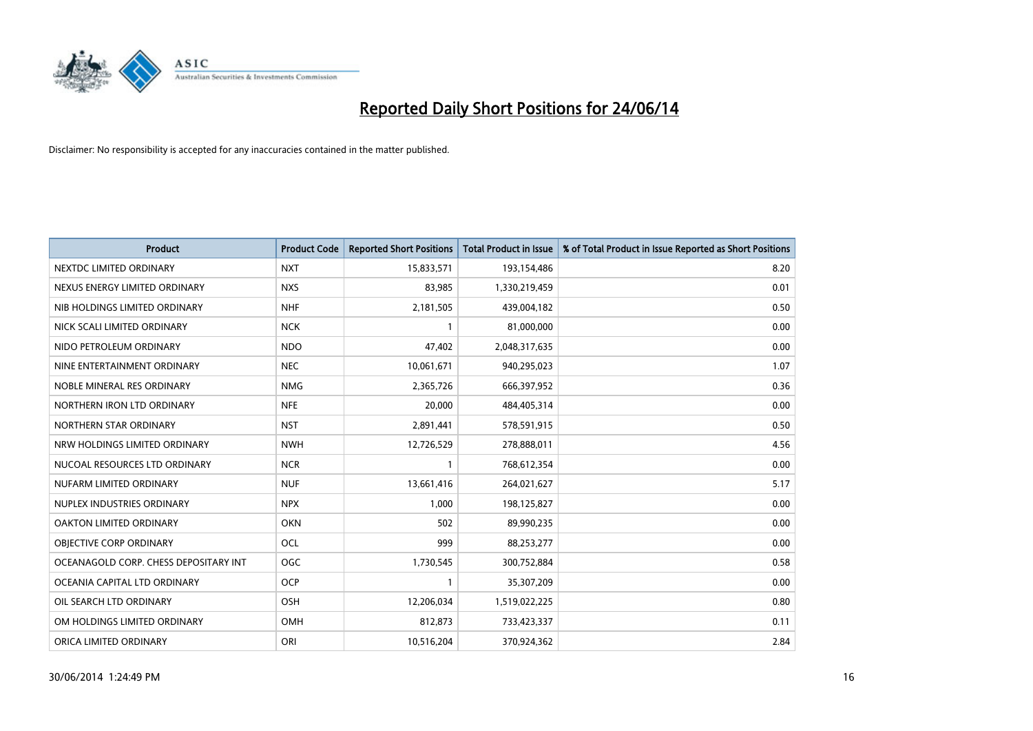# Reported Daily Short Positions for 24/06/14

Disclaimer: No responsibility is accepted for any inaccuracies contained in the matter published.

| Product | Product Code | Reported Short Positions | Total Product in Issue | % of Total Product in Issue Reported as Short Positions |
|---|---|---|---|---|
| NEXTDC LIMITED ORDINARY | NXT | 15,833,571 | 193,154,486 | 8.20 |
| NEXUS ENERGY LIMITED ORDINARY | NXS | 83,985 | 1,330,219,459 | 0.01 |
| NIB HOLDINGS LIMITED ORDINARY | NHF | 2,181,505 | 439,004,182 | 0.50 |
| NICK SCALI LIMITED ORDINARY | NCK | 1 | 81,000,000 | 0.00 |
| NIDO PETROLEUM ORDINARY | NDO | 47,402 | 2,048,317,635 | 0.00 |
| NINE ENTERTAINMENT ORDINARY | NEC | 10,061,671 | 940,295,023 | 1.07 |
| NOBLE MINERAL RES ORDINARY | NMG | 2,365,726 | 666,397,952 | 0.36 |
| NORTHERN IRON LTD ORDINARY | NFE | 20,000 | 484,405,314 | 0.00 |
| NORTHERN STAR ORDINARY | NST | 2,891,441 | 578,591,915 | 0.50 |
| NRW HOLDINGS LIMITED ORDINARY | NWH | 12,726,529 | 278,888,011 | 4.56 |
| NUCOAL RESOURCES LTD ORDINARY | NCR | 1 | 768,612,354 | 0.00 |
| NUFARM LIMITED ORDINARY | NUF | 13,661,416 | 264,021,627 | 5.17 |
| NUPLEX INDUSTRIES ORDINARY | NPX | 1,000 | 198,125,827 | 0.00 |
| OAKTON LIMITED ORDINARY | OKN | 502 | 89,990,235 | 0.00 |
| OBJECTIVE CORP ORDINARY | OCL | 999 | 88,253,277 | 0.00 |
| OCEANAGOLD CORP. CHESS DEPOSITARY INT | OGC | 1,730,545 | 300,752,884 | 0.58 |
| OCEANIA CAPITAL LTD ORDINARY | OCP | 1 | 35,307,209 | 0.00 |
| OIL SEARCH LTD ORDINARY | OSH | 12,206,034 | 1,519,022,225 | 0.80 |
| OM HOLDINGS LIMITED ORDINARY | OMH | 812,873 | 733,423,337 | 0.11 |
| ORICA LIMITED ORDINARY | ORI | 10,516,204 | 370,924,362 | 2.84 |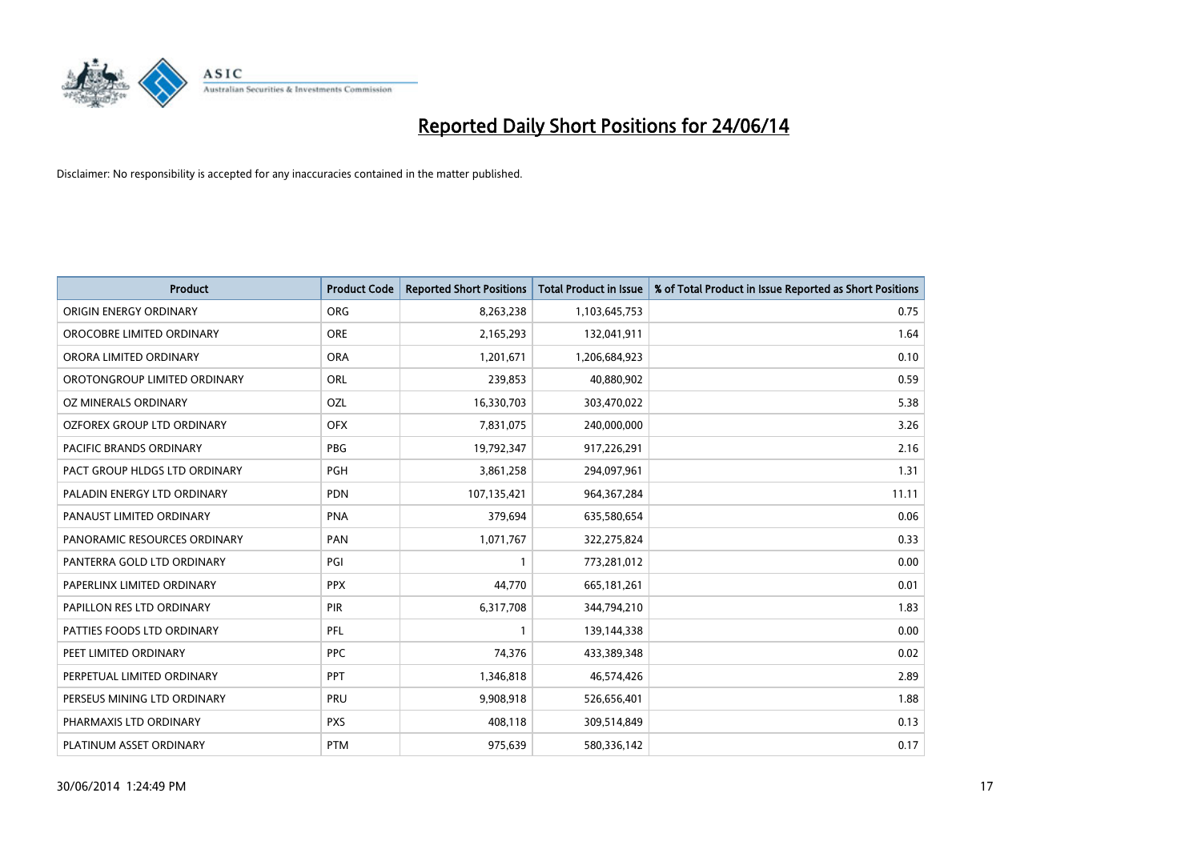# Reported Daily Short Positions for 24/06/14

Disclaimer: No responsibility is accepted for any inaccuracies contained in the matter published.

| Product | Product Code | Reported Short Positions | Total Product in Issue | % of Total Product in Issue Reported as Short Positions |
|---|---|---|---|---|
| ORIGIN ENERGY ORDINARY | ORG | 8,263,238 | 1,103,645,753 | 0.75 |
| OROCOBRE LIMITED ORDINARY | ORE | 2,165,293 | 132,041,911 | 1.64 |
| ORORA LIMITED ORDINARY | ORA | 1,201,671 | 1,206,684,923 | 0.10 |
| OROTONGROUP LIMITED ORDINARY | ORL | 239,853 | 40,880,902 | 0.59 |
| OZ MINERALS ORDINARY | OZL | 16,330,703 | 303,470,022 | 5.38 |
| OZFOREX GROUP LTD ORDINARY | OFX | 7,831,075 | 240,000,000 | 3.26 |
| PACIFIC BRANDS ORDINARY | PBG | 19,792,347 | 917,226,291 | 2.16 |
| PACT GROUP HLDGS LTD ORDINARY | PGH | 3,861,258 | 294,097,961 | 1.31 |
| PALADIN ENERGY LTD ORDINARY | PDN | 107,135,421 | 964,367,284 | 11.11 |
| PANAUST LIMITED ORDINARY | PNA | 379,694 | 635,580,654 | 0.06 |
| PANORAMIC RESOURCES ORDINARY | PAN | 1,071,767 | 322,275,824 | 0.33 |
| PANTERRA GOLD LTD ORDINARY | PGI | 1 | 773,281,012 | 0.00 |
| PAPERLINX LIMITED ORDINARY | PPX | 44,770 | 665,181,261 | 0.01 |
| PAPILLON RES LTD ORDINARY | PIR | 6,317,708 | 344,794,210 | 1.83 |
| PATTIES FOODS LTD ORDINARY | PFL | 1 | 139,144,338 | 0.00 |
| PEET LIMITED ORDINARY | PPC | 74,376 | 433,389,348 | 0.02 |
| PERPETUAL LIMITED ORDINARY | PPT | 1,346,818 | 46,574,426 | 2.89 |
| PERSEUS MINING LTD ORDINARY | PRU | 9,908,918 | 526,656,401 | 1.88 |
| PHARMAXIS LTD ORDINARY | PXS | 408,118 | 309,514,849 | 0.13 |
| PLATINUM ASSET ORDINARY | PTM | 975,639 | 580,336,142 | 0.17 |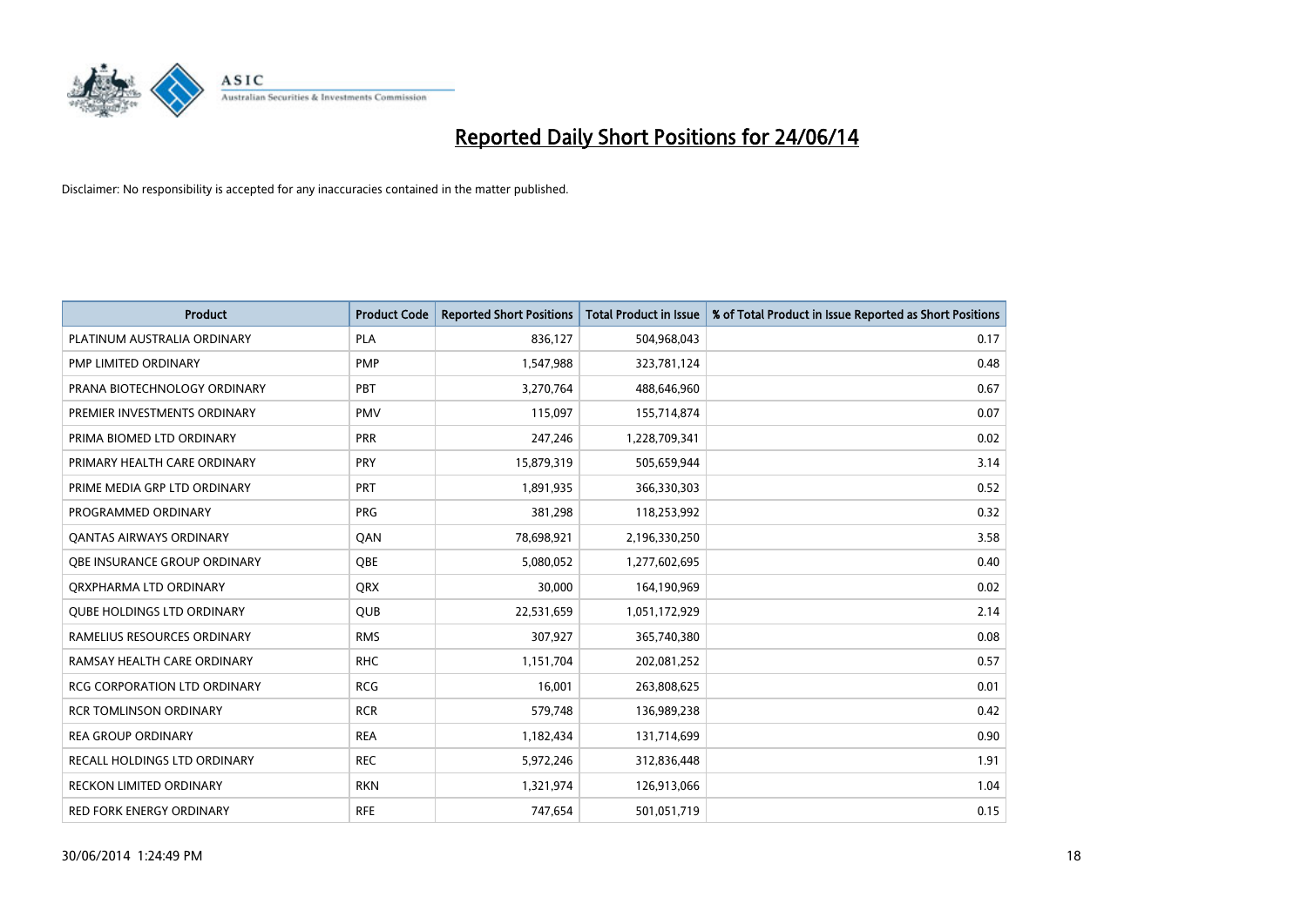# Reported Daily Short Positions for 24/06/14

Disclaimer: No responsibility is accepted for any inaccuracies contained in the matter published.

| Product | Product Code | Reported Short Positions | Total Product in Issue | % of Total Product in Issue Reported as Short Positions |
|---|---|---|---|---|
| PLATINUM AUSTRALIA ORDINARY | PLA | 836,127 | 504,968,043 | 0.17 |
| PMP LIMITED ORDINARY | PMP | 1,547,988 | 323,781,124 | 0.48 |
| PRANA BIOTECHNOLOGY ORDINARY | PBT | 3,270,764 | 488,646,960 | 0.67 |
| PREMIER INVESTMENTS ORDINARY | PMV | 115,097 | 155,714,874 | 0.07 |
| PRIMA BIOMED LTD ORDINARY | PRR | 247,246 | 1,228,709,341 | 0.02 |
| PRIMARY HEALTH CARE ORDINARY | PRY | 15,879,319 | 505,659,944 | 3.14 |
| PRIME MEDIA GRP LTD ORDINARY | PRT | 1,891,935 | 366,330,303 | 0.52 |
| PROGRAMMED ORDINARY | PRG | 381,298 | 118,253,992 | 0.32 |
| QANTAS AIRWAYS ORDINARY | QAN | 78,698,921 | 2,196,330,250 | 3.58 |
| QBE INSURANCE GROUP ORDINARY | QBE | 5,080,052 | 1,277,602,695 | 0.40 |
| QRXPHARMA LTD ORDINARY | QRX | 30,000 | 164,190,969 | 0.02 |
| QUBE HOLDINGS LTD ORDINARY | QUB | 22,531,659 | 1,051,172,929 | 2.14 |
| RAMELIUS RESOURCES ORDINARY | RMS | 307,927 | 365,740,380 | 0.08 |
| RAMSAY HEALTH CARE ORDINARY | RHC | 1,151,704 | 202,081,252 | 0.57 |
| RCG CORPORATION LTD ORDINARY | RCG | 16,001 | 263,808,625 | 0.01 |
| RCR TOMLINSON ORDINARY | RCR | 579,748 | 136,989,238 | 0.42 |
| REA GROUP ORDINARY | REA | 1,182,434 | 131,714,699 | 0.90 |
| RECALL HOLDINGS LTD ORDINARY | REC | 5,972,246 | 312,836,448 | 1.91 |
| RECKON LIMITED ORDINARY | RKN | 1,321,974 | 126,913,066 | 1.04 |
| RED FORK ENERGY ORDINARY | RFE | 747,654 | 501,051,719 | 0.15 |

30/06/2014 1:24:49 PM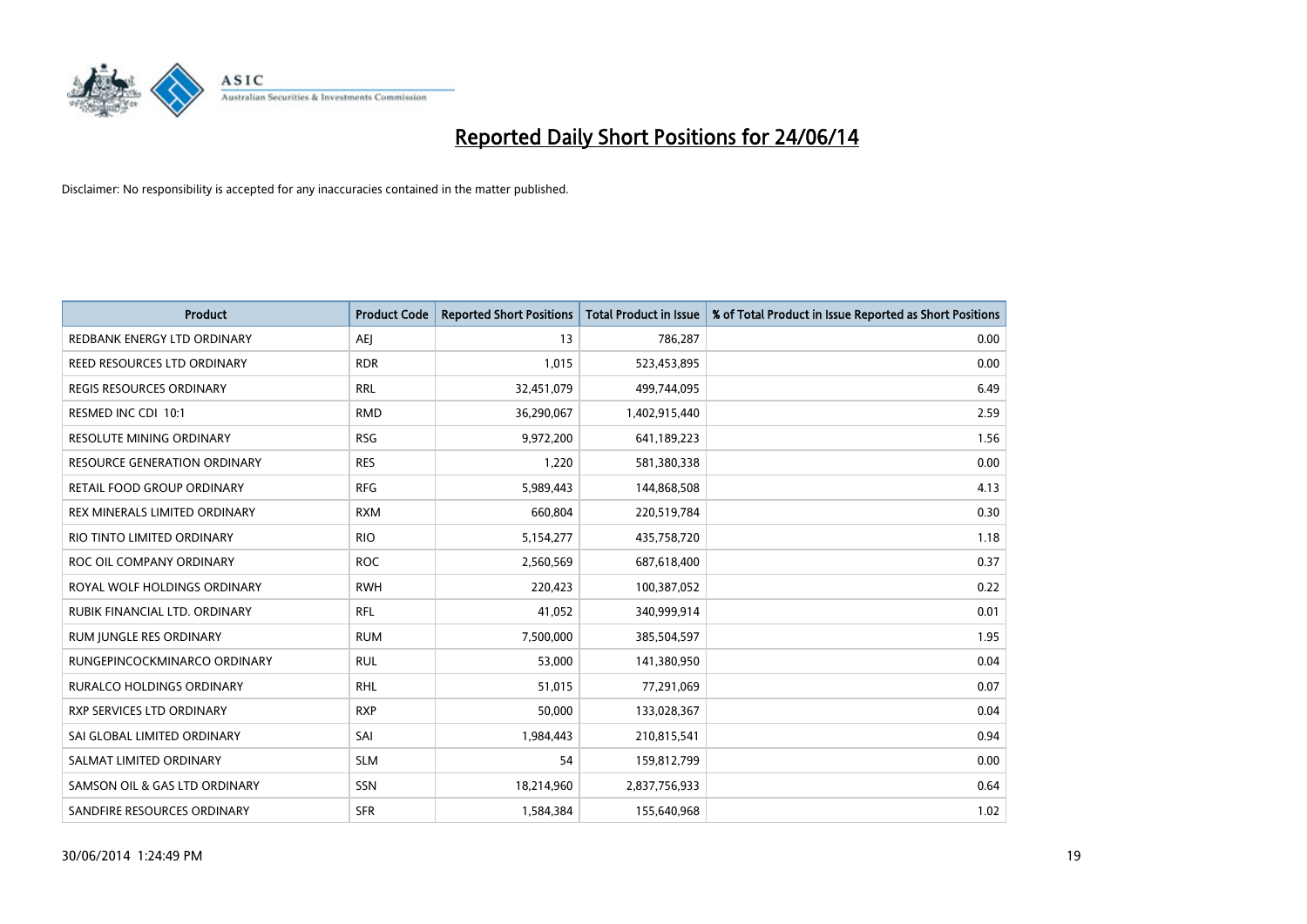# Reported Daily Short Positions for 24/06/14

Disclaimer: No responsibility is accepted for any inaccuracies contained in the matter published.

| Product | Product Code | Reported Short Positions | Total Product in Issue | % of Total Product in Issue Reported as Short Positions |
|---|---|---|---|---|
| REDBANK ENERGY LTD ORDINARY | AEJ | 13 | 786,287 | 0.00 |
| REED RESOURCES LTD ORDINARY | RDR | 1,015 | 523,453,895 | 0.00 |
| REGIS RESOURCES ORDINARY | RRL | 32,451,079 | 499,744,095 | 6.49 |
| RESMED INC CDI 10:1 | RMD | 36,290,067 | 1,402,915,440 | 2.59 |
| RESOLUTE MINING ORDINARY | RSG | 9,972,200 | 641,189,223 | 1.56 |
| RESOURCE GENERATION ORDINARY | RES | 1,220 | 581,380,338 | 0.00 |
| RETAIL FOOD GROUP ORDINARY | RFG | 5,989,443 | 144,868,508 | 4.13 |
| REX MINERALS LIMITED ORDINARY | RXM | 660,804 | 220,519,784 | 0.30 |
| RIO TINTO LIMITED ORDINARY | RIO | 5,154,277 | 435,758,720 | 1.18 |
| ROC OIL COMPANY ORDINARY | ROC | 2,560,569 | 687,618,400 | 0.37 |
| ROYAL WOLF HOLDINGS ORDINARY | RWH | 220,423 | 100,387,052 | 0.22 |
| RUBIK FINANCIAL LTD. ORDINARY | RFL | 41,052 | 340,999,914 | 0.01 |
| RUM JUNGLE RES ORDINARY | RUM | 7,500,000 | 385,504,597 | 1.95 |
| RUNGEPINCOCKMINARCO ORDINARY | RUL | 53,000 | 141,380,950 | 0.04 |
| RURALCO HOLDINGS ORDINARY | RHL | 51,015 | 77,291,069 | 0.07 |
| RXP SERVICES LTD ORDINARY | RXP | 50,000 | 133,028,367 | 0.04 |
| SAI GLOBAL LIMITED ORDINARY | SAI | 1,984,443 | 210,815,541 | 0.94 |
| SALMAT LIMITED ORDINARY | SLM | 54 | 159,812,799 | 0.00 |
| SAMSON OIL & GAS LTD ORDINARY | SSN | 18,214,960 | 2,837,756,933 | 0.64 |
| SANDFIRE RESOURCES ORDINARY | SFR | 1,584,384 | 155,640,968 | 1.02 |

30/06/2014 1:24:49 PM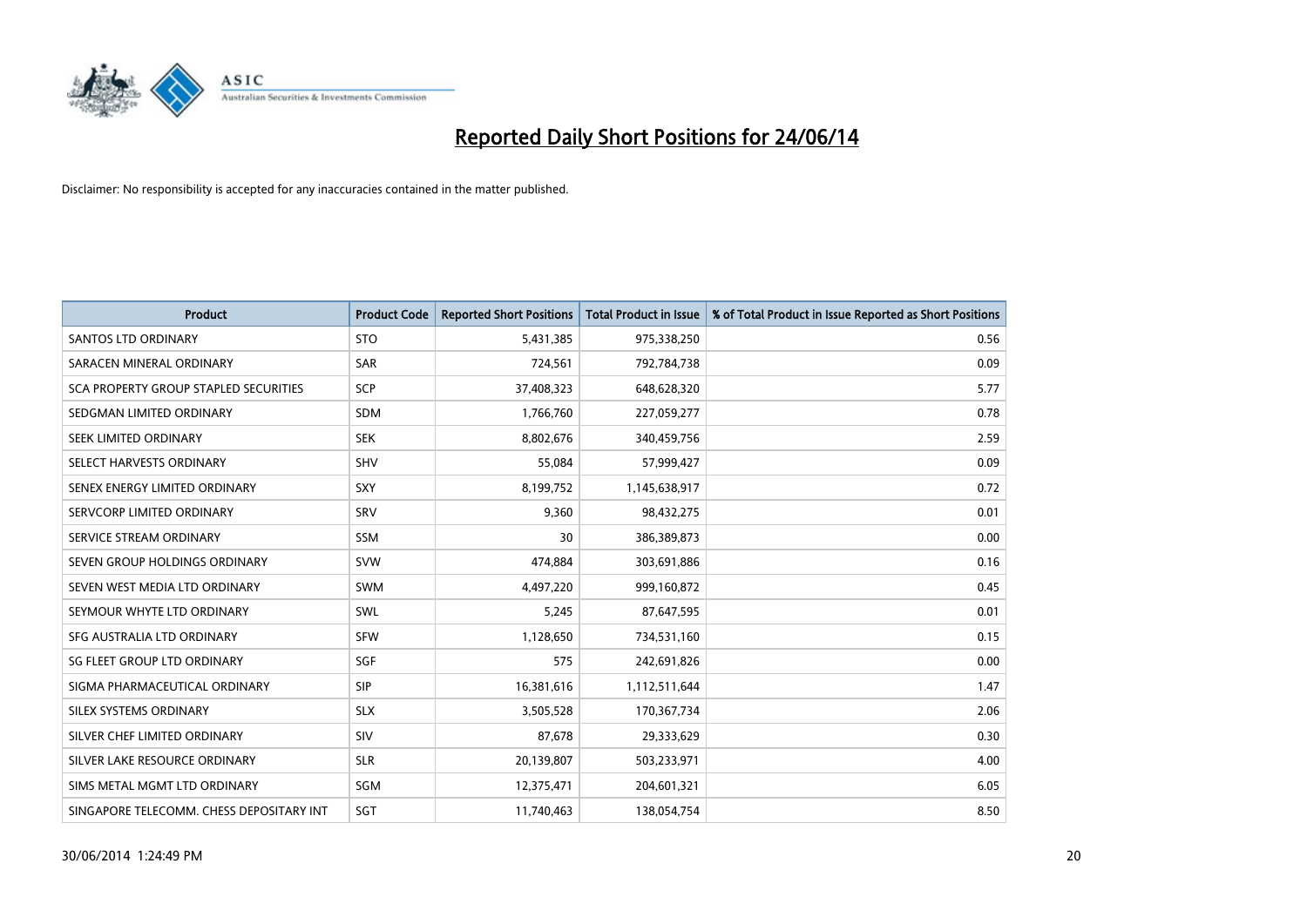# Reported Daily Short Positions for 24/06/14

Disclaimer: No responsibility is accepted for any inaccuracies contained in the matter published.

| Product | Product Code | Reported Short Positions | Total Product in Issue | % of Total Product in Issue Reported as Short Positions |
|---|---|---|---|---|
| SANTOS LTD ORDINARY | STO | 5,431,385 | 975,338,250 | 0.56 |
| SARACEN MINERAL ORDINARY | SAR | 724,561 | 792,784,738 | 0.09 |
| SCA PROPERTY GROUP STAPLED SECURITIES | SCP | 37,408,323 | 648,628,320 | 5.77 |
| SEDGMAN LIMITED ORDINARY | SDM | 1,766,760 | 227,059,277 | 0.78 |
| SEEK LIMITED ORDINARY | SEK | 8,802,676 | 340,459,756 | 2.59 |
| SELECT HARVESTS ORDINARY | SHV | 55,084 | 57,999,427 | 0.09 |
| SENEX ENERGY LIMITED ORDINARY | SXY | 8,199,752 | 1,145,638,917 | 0.72 |
| SERVCORP LIMITED ORDINARY | SRV | 9,360 | 98,432,275 | 0.01 |
| SERVICE STREAM ORDINARY | SSM | 30 | 386,389,873 | 0.00 |
| SEVEN GROUP HOLDINGS ORDINARY | SVW | 474,884 | 303,691,886 | 0.16 |
| SEVEN WEST MEDIA LTD ORDINARY | SWM | 4,497,220 | 999,160,872 | 0.45 |
| SEYMOUR WHYTE LTD ORDINARY | SWL | 5,245 | 87,647,595 | 0.01 |
| SFG AUSTRALIA LTD ORDINARY | SFW | 1,128,650 | 734,531,160 | 0.15 |
| SG FLEET GROUP LTD ORDINARY | SGF | 575 | 242,691,826 | 0.00 |
| SIGMA PHARMACEUTICAL ORDINARY | SIP | 16,381,616 | 1,112,511,644 | 1.47 |
| SILEX SYSTEMS ORDINARY | SLX | 3,505,528 | 170,367,734 | 2.06 |
| SILVER CHEF LIMITED ORDINARY | SIV | 87,678 | 29,333,629 | 0.30 |
| SILVER LAKE RESOURCE ORDINARY | SLR | 20,139,807 | 503,233,971 | 4.00 |
| SIMS METAL MGMT LTD ORDINARY | SGM | 12,375,471 | 204,601,321 | 6.05 |
| SINGAPORE TELECOMM. CHESS DEPOSITARY INT | SGT | 11,740,463 | 138,054,754 | 8.50 |

30/06/2014 1:24:49 PM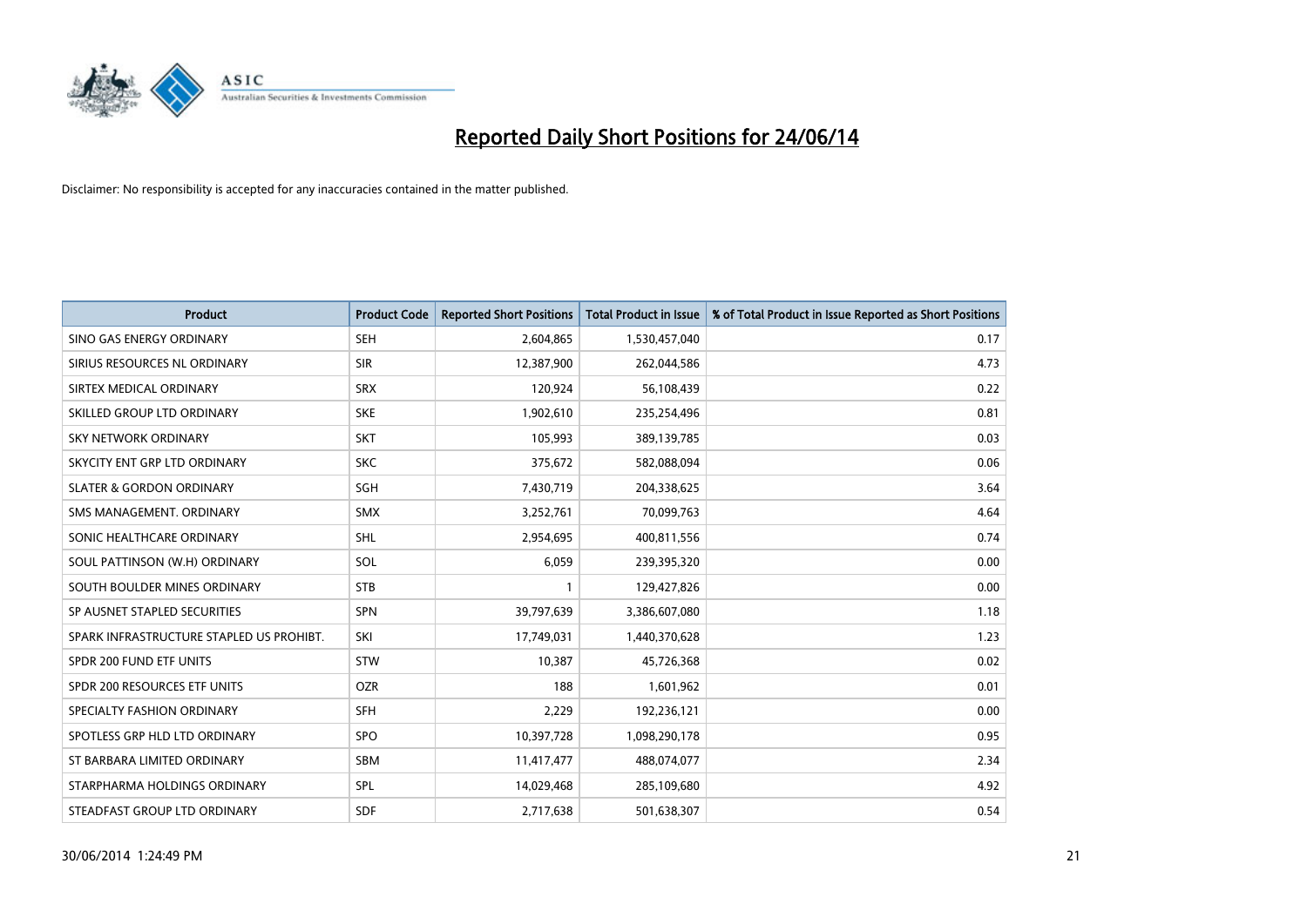# Reported Daily Short Positions for 24/06/14

Disclaimer: No responsibility is accepted for any inaccuracies contained in the matter published.

| Product | Product Code | Reported Short Positions | Total Product in Issue | % of Total Product in Issue Reported as Short Positions |
|---|---|---|---|---|
| SINO GAS ENERGY ORDINARY | SEH | 2,604,865 | 1,530,457,040 | 0.17 |
| SIRIUS RESOURCES NL ORDINARY | SIR | 12,387,900 | 262,044,586 | 4.73 |
| SIRTEX MEDICAL ORDINARY | SRX | 120,924 | 56,108,439 | 0.22 |
| SKILLED GROUP LTD ORDINARY | SKE | 1,902,610 | 235,254,496 | 0.81 |
| SKY NETWORK ORDINARY | SKT | 105,993 | 389,139,785 | 0.03 |
| SKYCITY ENT GRP LTD ORDINARY | SKC | 375,672 | 582,088,094 | 0.06 |
| SLATER & GORDON ORDINARY | SGH | 7,430,719 | 204,338,625 | 3.64 |
| SMS MANAGEMENT. ORDINARY | SMX | 3,252,761 | 70,099,763 | 4.64 |
| SONIC HEALTHCARE ORDINARY | SHL | 2,954,695 | 400,811,556 | 0.74 |
| SOUL PATTINSON (W.H) ORDINARY | SOL | 6,059 | 239,395,320 | 0.00 |
| SOUTH BOULDER MINES ORDINARY | STB | 1 | 129,427,826 | 0.00 |
| SP AUSNET STAPLED SECURITIES | SPN | 39,797,639 | 3,386,607,080 | 1.18 |
| SPARK INFRASTRUCTURE STAPLED US PROHIBT. | SKI | 17,749,031 | 1,440,370,628 | 1.23 |
| SPDR 200 FUND ETF UNITS | STW | 10,387 | 45,726,368 | 0.02 |
| SPDR 200 RESOURCES ETF UNITS | OZR | 188 | 1,601,962 | 0.01 |
| SPECIALTY FASHION ORDINARY | SFH | 2,229 | 192,236,121 | 0.00 |
| SPOTLESS GRP HLD LTD ORDINARY | SPO | 10,397,728 | 1,098,290,178 | 0.95 |
| ST BARBARA LIMITED ORDINARY | SBM | 11,417,477 | 488,074,077 | 2.34 |
| STARPHARMA HOLDINGS ORDINARY | SPL | 14,029,468 | 285,109,680 | 4.92 |
| STEADFAST GROUP LTD ORDINARY | SDF | 2,717,638 | 501,638,307 | 0.54 |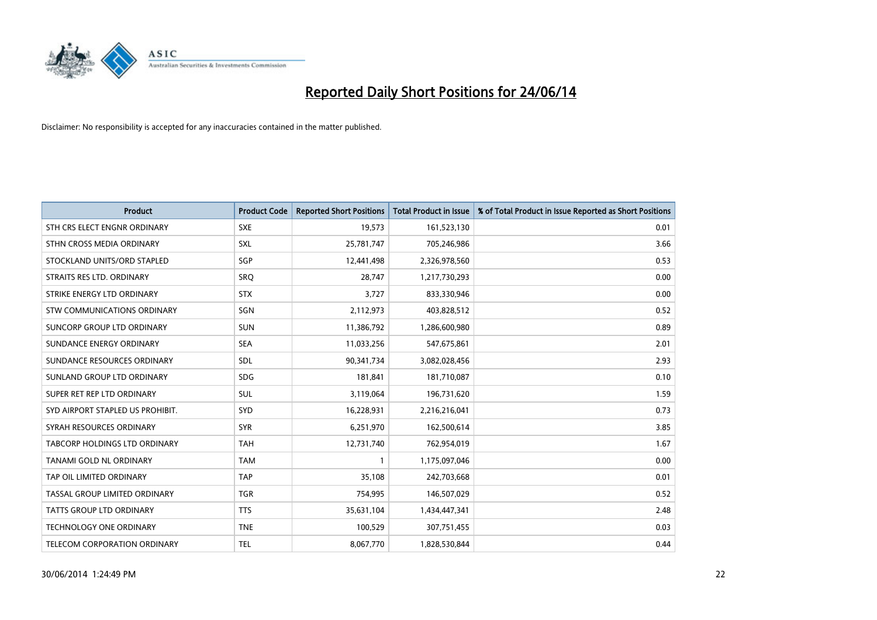# Reported Daily Short Positions for 24/06/14

Disclaimer: No responsibility is accepted for any inaccuracies contained in the matter published.

| Product | Product Code | Reported Short Positions | Total Product in Issue | % of Total Product in Issue Reported as Short Positions |
|---|---|---|---|---|
| STH CRS ELECT ENGNR ORDINARY | SXE | 19,573 | 161,523,130 | 0.01 |
| STHN CROSS MEDIA ORDINARY | SXL | 25,781,747 | 705,246,986 | 3.66 |
| STOCKLAND UNITS/ORD STAPLED | SGP | 12,441,498 | 2,326,978,560 | 0.53 |
| STRAITS RES LTD. ORDINARY | SRQ | 28,747 | 1,217,730,293 | 0.00 |
| STRIKE ENERGY LTD ORDINARY | STX | 3,727 | 833,330,946 | 0.00 |
| STW COMMUNICATIONS ORDINARY | SGN | 2,112,973 | 403,828,512 | 0.52 |
| SUNCORP GROUP LTD ORDINARY | SUN | 11,386,792 | 1,286,600,980 | 0.89 |
| SUNDANCE ENERGY ORDINARY | SEA | 11,033,256 | 547,675,861 | 2.01 |
| SUNDANCE RESOURCES ORDINARY | SDL | 90,341,734 | 3,082,028,456 | 2.93 |
| SUNLAND GROUP LTD ORDINARY | SDG | 181,841 | 181,710,087 | 0.10 |
| SUPER RET REP LTD ORDINARY | SUL | 3,119,064 | 196,731,620 | 1.59 |
| SYD AIRPORT STAPLED US PROHIBIT. | SYD | 16,228,931 | 2,216,216,041 | 0.73 |
| SYRAH RESOURCES ORDINARY | SYR | 6,251,970 | 162,500,614 | 3.85 |
| TABCORP HOLDINGS LTD ORDINARY | TAH | 12,731,740 | 762,954,019 | 1.67 |
| TANAMI GOLD NL ORDINARY | TAM | 1 | 1,175,097,046 | 0.00 |
| TAP OIL LIMITED ORDINARY | TAP | 35,108 | 242,703,668 | 0.01 |
| TASSAL GROUP LIMITED ORDINARY | TGR | 754,995 | 146,507,029 | 0.52 |
| TATTS GROUP LTD ORDINARY | TTS | 35,631,104 | 1,434,447,341 | 2.48 |
| TECHNOLOGY ONE ORDINARY | TNE | 100,529 | 307,751,455 | 0.03 |
| TELECOM CORPORATION ORDINARY | TEL | 8,067,770 | 1,828,530,844 | 0.44 |

30/06/2014 1:24:49 PM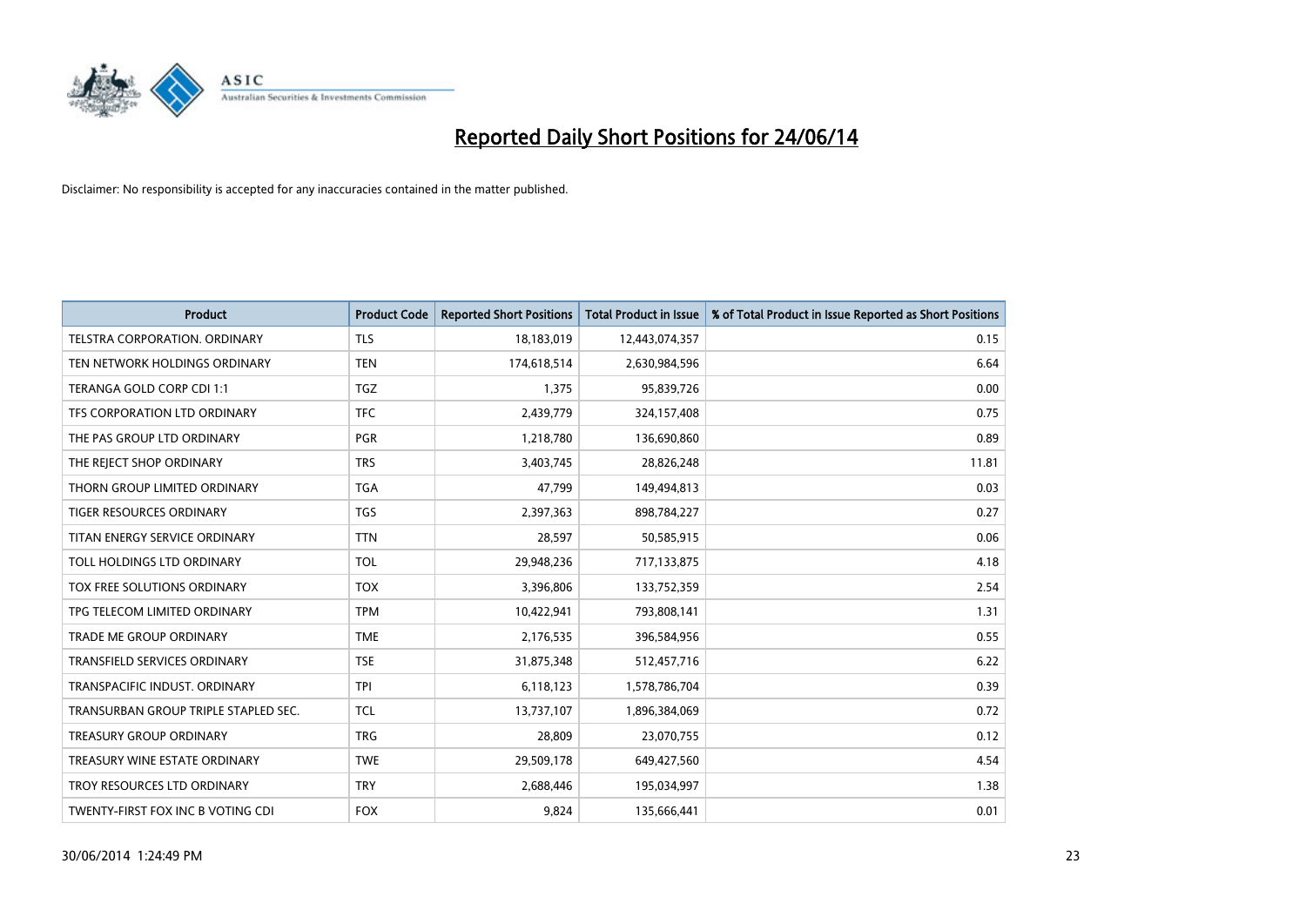# Reported Daily Short Positions for 24/06/14

Disclaimer: No responsibility is accepted for any inaccuracies contained in the matter published.

| Product | Product Code | Reported Short Positions | Total Product in Issue | % of Total Product in Issue Reported as Short Positions |
|---|---|---|---|---|
| TELSTRA CORPORATION. ORDINARY | TLS | 18,183,019 | 12,443,074,357 | 0.15 |
| TEN NETWORK HOLDINGS ORDINARY | TEN | 174,618,514 | 2,630,984,596 | 6.64 |
| TERANGA GOLD CORP CDI 1:1 | TGZ | 1,375 | 95,839,726 | 0.00 |
| TFS CORPORATION LTD ORDINARY | TFC | 2,439,779 | 324,157,408 | 0.75 |
| THE PAS GROUP LTD ORDINARY | PGR | 1,218,780 | 136,690,860 | 0.89 |
| THE REJECT SHOP ORDINARY | TRS | 3,403,745 | 28,826,248 | 11.81 |
| THORN GROUP LIMITED ORDINARY | TGA | 47,799 | 149,494,813 | 0.03 |
| TIGER RESOURCES ORDINARY | TGS | 2,397,363 | 898,784,227 | 0.27 |
| TITAN ENERGY SERVICE ORDINARY | TTN | 28,597 | 50,585,915 | 0.06 |
| TOLL HOLDINGS LTD ORDINARY | TOL | 29,948,236 | 717,133,875 | 4.18 |
| TOX FREE SOLUTIONS ORDINARY | TOX | 3,396,806 | 133,752,359 | 2.54 |
| TPG TELECOM LIMITED ORDINARY | TPM | 10,422,941 | 793,808,141 | 1.31 |
| TRADE ME GROUP ORDINARY | TME | 2,176,535 | 396,584,956 | 0.55 |
| TRANSFIELD SERVICES ORDINARY | TSE | 31,875,348 | 512,457,716 | 6.22 |
| TRANSPACIFIC INDUST. ORDINARY | TPI | 6,118,123 | 1,578,786,704 | 0.39 |
| TRANSURBAN GROUP TRIPLE STAPLED SEC. | TCL | 13,737,107 | 1,896,384,069 | 0.72 |
| TREASURY GROUP ORDINARY | TRG | 28,809 | 23,070,755 | 0.12 |
| TREASURY WINE ESTATE ORDINARY | TWE | 29,509,178 | 649,427,560 | 4.54 |
| TROY RESOURCES LTD ORDINARY | TRY | 2,688,446 | 195,034,997 | 1.38 |
| TWENTY-FIRST FOX INC B VOTING CDI | FOX | 9,824 | 135,666,441 | 0.01 |

30/06/2014 1:24:49 PM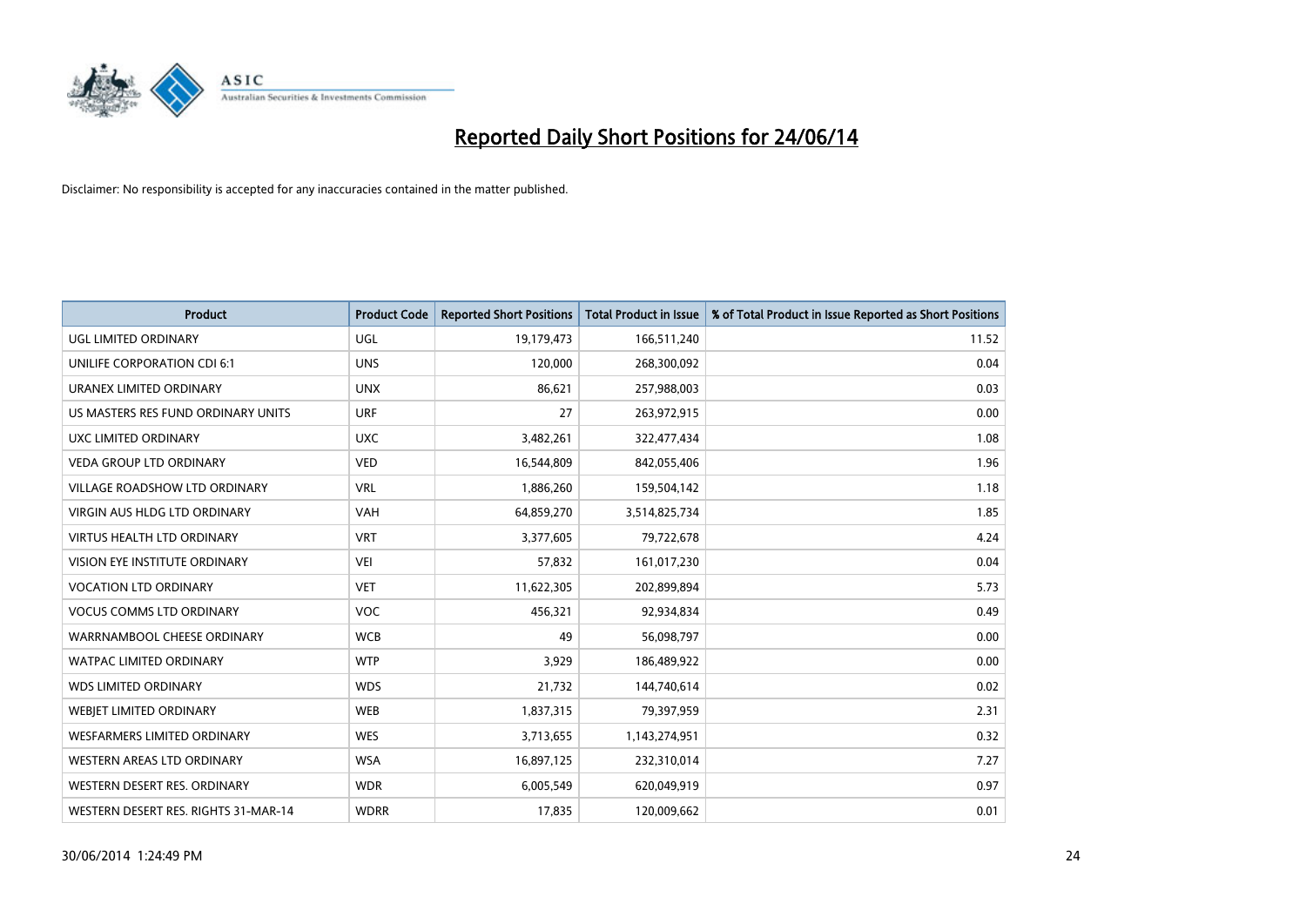# Reported Daily Short Positions for 24/06/14

Disclaimer: No responsibility is accepted for any inaccuracies contained in the matter published.

| Product | Product Code | Reported Short Positions | Total Product in Issue | % of Total Product in Issue Reported as Short Positions |
|---|---|---|---|---|
| UGL LIMITED ORDINARY | UGL | 19,179,473 | 166,511,240 | 11.52 |
| UNILIFE CORPORATION CDI 6:1 | UNS | 120,000 | 268,300,092 | 0.04 |
| URANEX LIMITED ORDINARY | UNX | 86,621 | 257,988,003 | 0.03 |
| US MASTERS RES FUND ORDINARY UNITS | URF | 27 | 263,972,915 | 0.00 |
| UXC LIMITED ORDINARY | UXC | 3,482,261 | 322,477,434 | 1.08 |
| VEDA GROUP LTD ORDINARY | VED | 16,544,809 | 842,055,406 | 1.96 |
| VILLAGE ROADSHOW LTD ORDINARY | VRL | 1,886,260 | 159,504,142 | 1.18 |
| VIRGIN AUS HLDG LTD ORDINARY | VAH | 64,859,270 | 3,514,825,734 | 1.85 |
| VIRTUS HEALTH LTD ORDINARY | VRT | 3,377,605 | 79,722,678 | 4.24 |
| VISION EYE INSTITUTE ORDINARY | VEI | 57,832 | 161,017,230 | 0.04 |
| VOCATION LTD ORDINARY | VET | 11,622,305 | 202,899,894 | 5.73 |
| VOCUS COMMS LTD ORDINARY | VOC | 456,321 | 92,934,834 | 0.49 |
| WARRNAMBOOL CHEESE ORDINARY | WCB | 49 | 56,098,797 | 0.00 |
| WATPAC LIMITED ORDINARY | WTP | 3,929 | 186,489,922 | 0.00 |
| WDS LIMITED ORDINARY | WDS | 21,732 | 144,740,614 | 0.02 |
| WEBJET LIMITED ORDINARY | WEB | 1,837,315 | 79,397,959 | 2.31 |
| WESFARMERS LIMITED ORDINARY | WES | 3,713,655 | 1,143,274,951 | 0.32 |
| WESTERN AREAS LTD ORDINARY | WSA | 16,897,125 | 232,310,014 | 7.27 |
| WESTERN DESERT RES. ORDINARY | WDR | 6,005,549 | 620,049,919 | 0.97 |
| WESTERN DESERT RES. RIGHTS 31-MAR-14 | WDRR | 17,835 | 120,009,662 | 0.01 |

30/06/2014 1:24:49 PM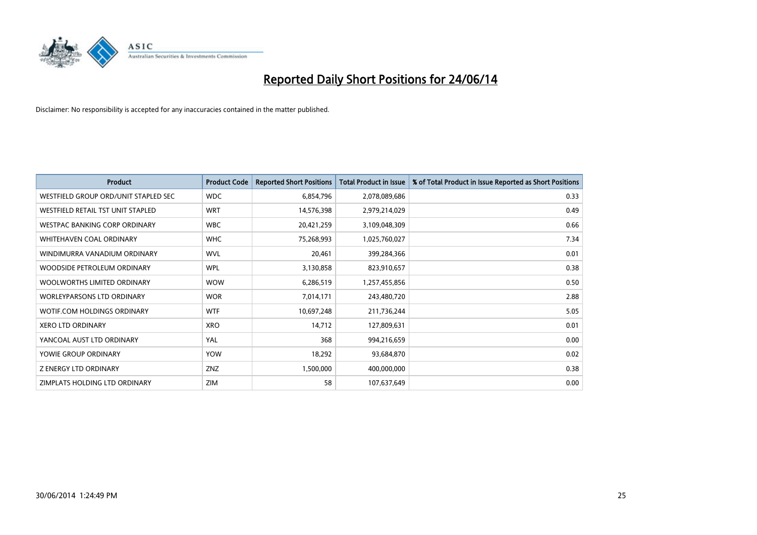# Reported Daily Short Positions for 24/06/14

Disclaimer: No responsibility is accepted for any inaccuracies contained in the matter published.

| Product | Product Code | Reported Short Positions | Total Product in Issue | % of Total Product in Issue Reported as Short Positions |
|---|---|---|---|---|
| WESTFIELD GROUP ORD/UNIT STAPLED SEC | WDC | 6,854,796 | 2,078,089,686 | 0.33 |
| WESTFIELD RETAIL TST UNIT STAPLED | WRT | 14,576,398 | 2,979,214,029 | 0.49 |
| WESTPAC BANKING CORP ORDINARY | WBC | 20,421,259 | 3,109,048,309 | 0.66 |
| WHITEHAVEN COAL ORDINARY | WHC | 75,268,993 | 1,025,760,027 | 7.34 |
| WINDIMURRA VANADIUM ORDINARY | WVL | 20,461 | 399,284,366 | 0.01 |
| WOODSIDE PETROLEUM ORDINARY | WPL | 3,130,858 | 823,910,657 | 0.38 |
| WOOLWORTHS LIMITED ORDINARY | WOW | 6,286,519 | 1,257,455,856 | 0.50 |
| WORLEYPARSONS LTD ORDINARY | WOR | 7,014,171 | 243,480,720 | 2.88 |
| WOTIF.COM HOLDINGS ORDINARY | WTF | 10,697,248 | 211,736,244 | 5.05 |
| XERO LTD ORDINARY | XRO | 14,712 | 127,809,631 | 0.01 |
| YANCOAL AUST LTD ORDINARY | YAL | 368 | 994,216,659 | 0.00 |
| YOWIE GROUP ORDINARY | YOW | 18,292 | 93,684,870 | 0.02 |
| Z ENERGY LTD ORDINARY | ZNZ | 1,500,000 | 400,000,000 | 0.38 |
| ZIMPLATS HOLDING LTD ORDINARY | ZIM | 58 | 107,637,649 | 0.00 |

30/06/2014 1:24:49 PM